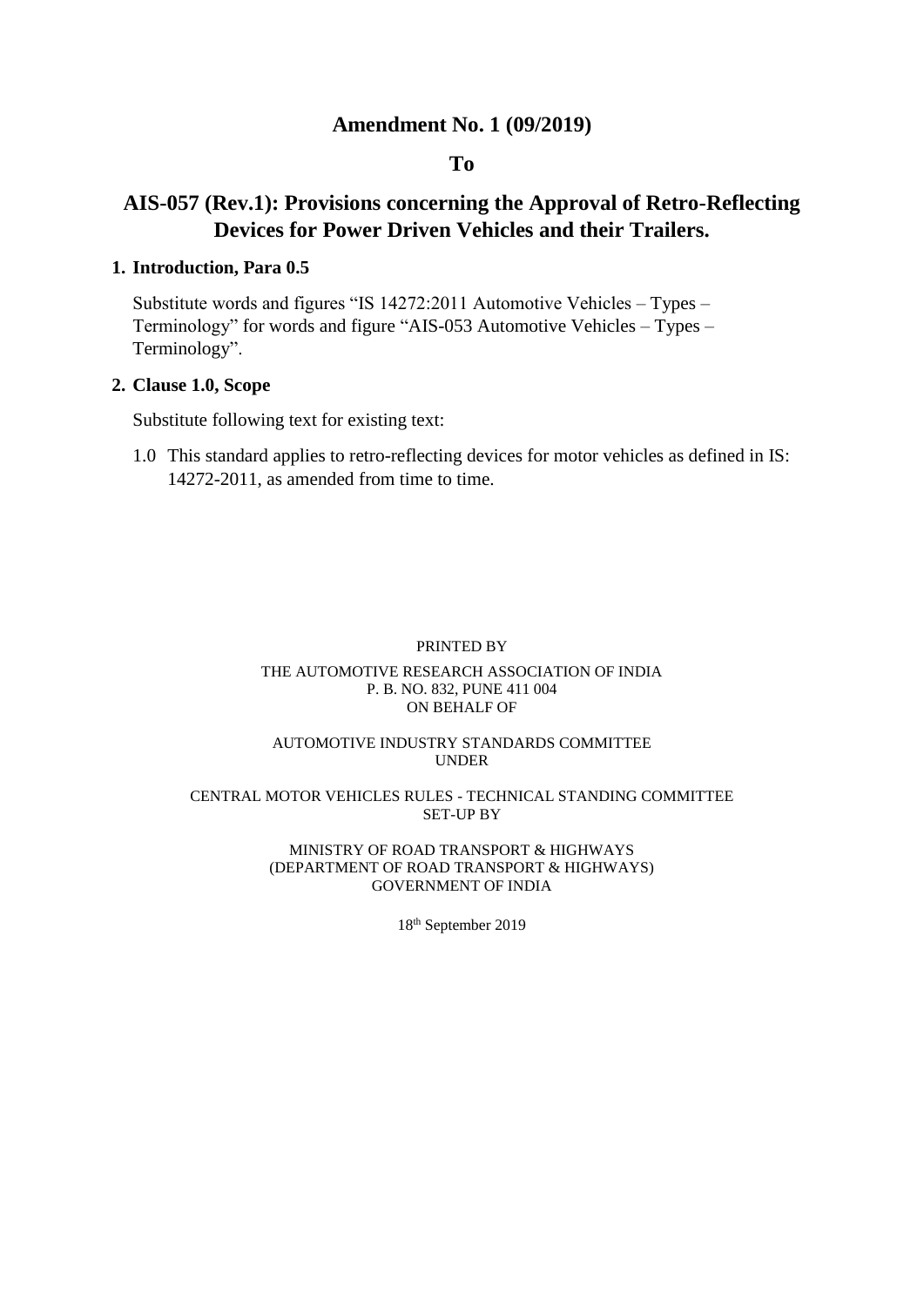# Amendment No. 1 (09/2019)

**To**

# AIS-057 (Rev.1): Provisions concerning the Approval of Retro-Reflecting Devices for Power Driven Vehicles and their Trailers.

**1. Introduction, Para 0.5**

Substitute words and figures "IS 14272:2011 Automotive Vehicles – Types – Terminology" for words and figure "AIS-053 Automotive Vehicles – Types – Terminology".

**2. Clause 1.0, Scope**

Substitute following text for existing text:

1.0 This standard applies to retro-reflecting devices for motor vehicles as defined in IS: 14272-2011, as amended from time to time.

PRINTED BY

THE AUTOMOTIVE RESEARCH ASSOCIATION OF INDIA
P. B. NO. 832, PUNE 411 004
ON BEHALF OF

AUTOMOTIVE INDUSTRY STANDARDS COMMITTEE
UNDER

CENTRAL MOTOR VEHICLES RULES - TECHNICAL STANDING COMMITTEE
SET-UP BY

MINISTRY OF ROAD TRANSPORT & HIGHWAYS
(DEPARTMENT OF ROAD TRANSPORT & HIGHWAYS)
GOVERNMENT OF INDIA

18th September 2019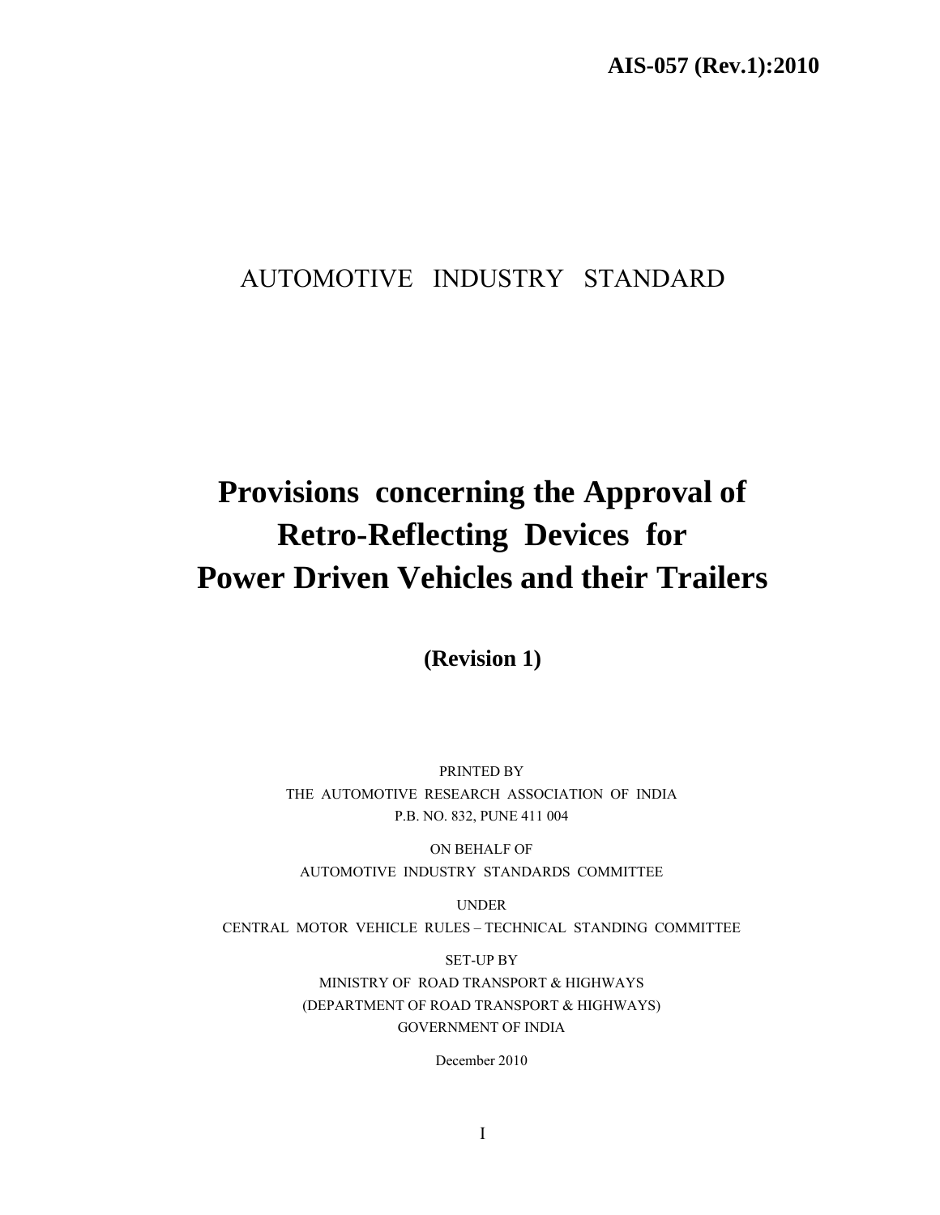**AIS-057 (Rev.1):2010**

AUTOMOTIVE INDUSTRY STANDARD

# Provisions concerning the Approval of Retro-Reflecting Devices for Power Driven Vehicles and their Trailers

**(Revision 1)**

PRINTED BY
THE AUTOMOTIVE RESEARCH ASSOCIATION OF INDIA
P.B. NO. 832, PUNE 411 004

ON BEHALF OF
AUTOMOTIVE INDUSTRY STANDARDS COMMITTEE

UNDER
CENTRAL MOTOR VEHICLE RULES – TECHNICAL STANDING COMMITTEE

SET-UP BY
MINISTRY OF ROAD TRANSPORT & HIGHWAYS
(DEPARTMENT OF ROAD TRANSPORT & HIGHWAYS)
GOVERNMENT OF INDIA

December 2010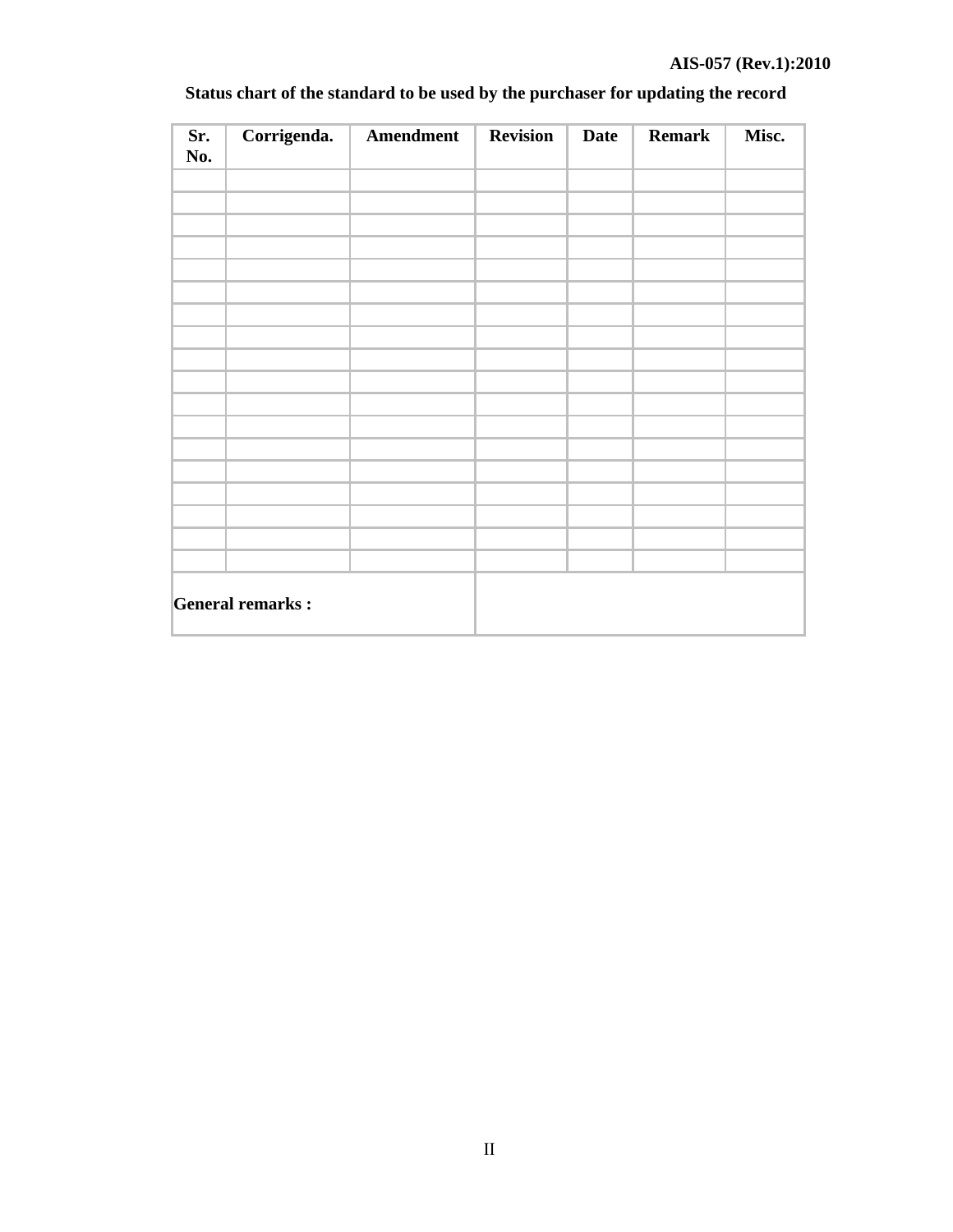**Status chart of the standard to be used by the purchaser for updating the record**

| Sr. No. | Corrigenda. | Amendment | Revision | Date | Remark | Misc. |
|---|---|---|---|---|---|---|
| | | | | | | |
| | | | | | | |
| | | | | | | |
| | | | | | | |
| | | | | | | |
| | | | | | | |
| | | | | | | |
| | | | | | | |
| | | | | | | |
| | | | | | | |
| | | | | | | |
| | | | | | | |
| | | | | | | |
| | | | | | | |
| | | | | | | |
| | | | | | | |
| | | | | | | |
| | | | | | | |
| **General remarks :** | | | | | | |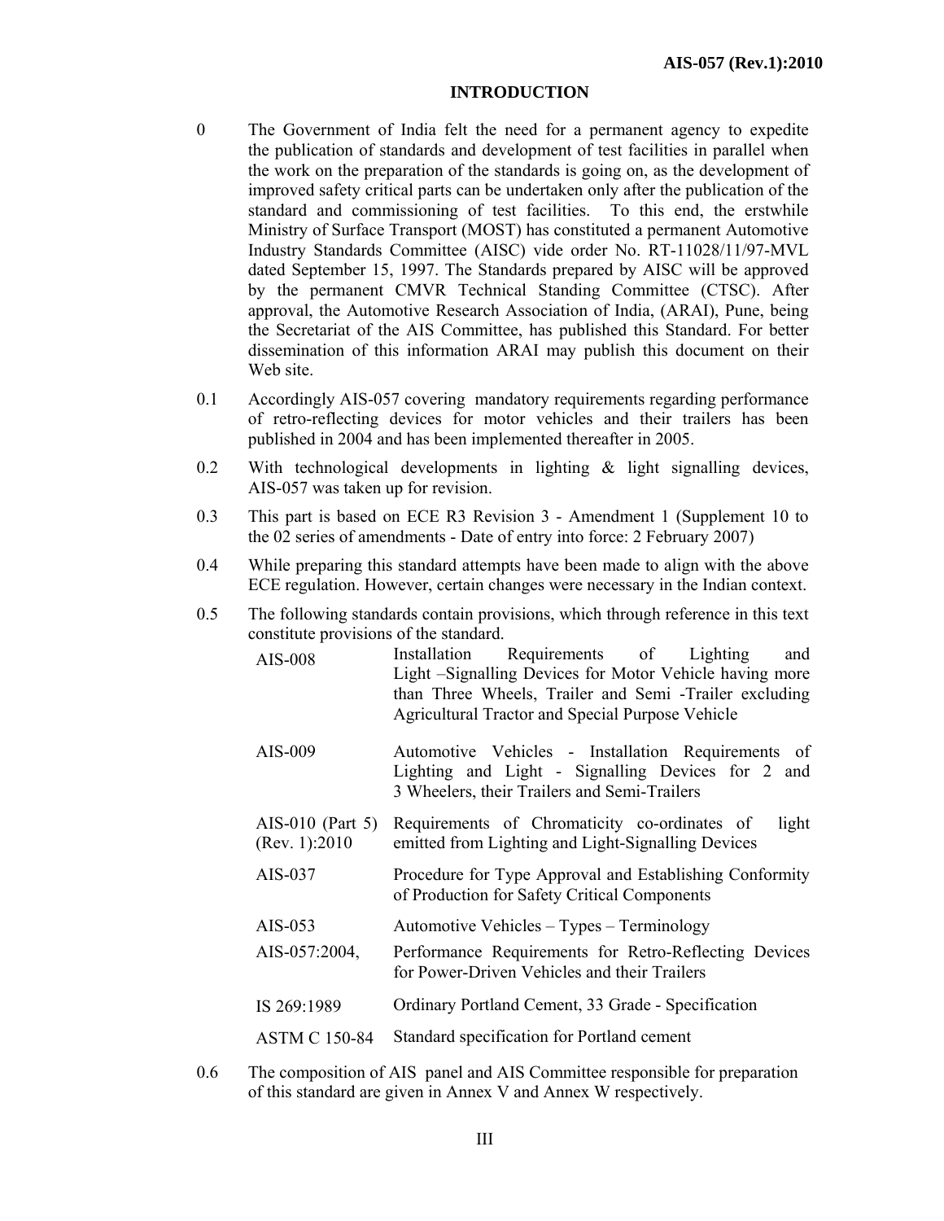# INTRODUCTION

0 The Government of India felt the need for a permanent agency to expedite the publication of standards and development of test facilities in parallel when the work on the preparation of the standards is going on, as the development of improved safety critical parts can be undertaken only after the publication of the standard and commissioning of test facilities. To this end, the erstwhile Ministry of Surface Transport (MOST) has constituted a permanent Automotive Industry Standards Committee (AISC) vide order No. RT-11028/11/97-MVL dated September 15, 1997. The Standards prepared by AISC will be approved by the permanent CMVR Technical Standing Committee (CTSC). After approval, the Automotive Research Association of India, (ARAI), Pune, being the Secretariat of the AIS Committee, has published this Standard. For better dissemination of this information ARAI may publish this document on their Web site.

0.1 Accordingly AIS-057 covering mandatory requirements regarding performance of retro-reflecting devices for motor vehicles and their trailers has been published in 2004 and has been implemented thereafter in 2005.

0.2 With technological developments in lighting & light signalling devices, AIS-057 was taken up for revision.

0.3 This part is based on ECE R3 Revision 3 - Amendment 1 (Supplement 10 to the 02 series of amendments - Date of entry into force: 2 February 2007)

0.4 While preparing this standard attempts have been made to align with the above ECE regulation. However, certain changes were necessary in the Indian context.

0.5 The following standards contain provisions, which through reference in this text constitute provisions of the standard.

| | |
|---|---|
| AIS-008 | Installation Requirements of Lighting and Light –Signalling Devices for Motor Vehicle having more than Three Wheels, Trailer and Semi -Trailer excluding Agricultural Tractor and Special Purpose Vehicle |
| AIS-009 | Automotive Vehicles - Installation Requirements of Lighting and Light - Signalling Devices for 2 and 3 Wheelers, their Trailers and Semi-Trailers |
| AIS-010 (Part 5) (Rev. 1):2010 | Requirements of Chromaticity co-ordinates of light emitted from Lighting and Light-Signalling Devices |
| AIS-037 | Procedure for Type Approval and Establishing Conformity of Production for Safety Critical Components |
| AIS-053 | Automotive Vehicles – Types – Terminology |
| AIS-057:2004, | Performance Requirements for Retro-Reflecting Devices for Power-Driven Vehicles and their Trailers |
| IS 269:1989 | Ordinary Portland Cement, 33 Grade - Specification |
| ASTM C 150-84 | Standard specification for Portland cement |

0.6 The composition of AIS panel and AIS Committee responsible for preparation of this standard are given in Annex V and Annex W respectively.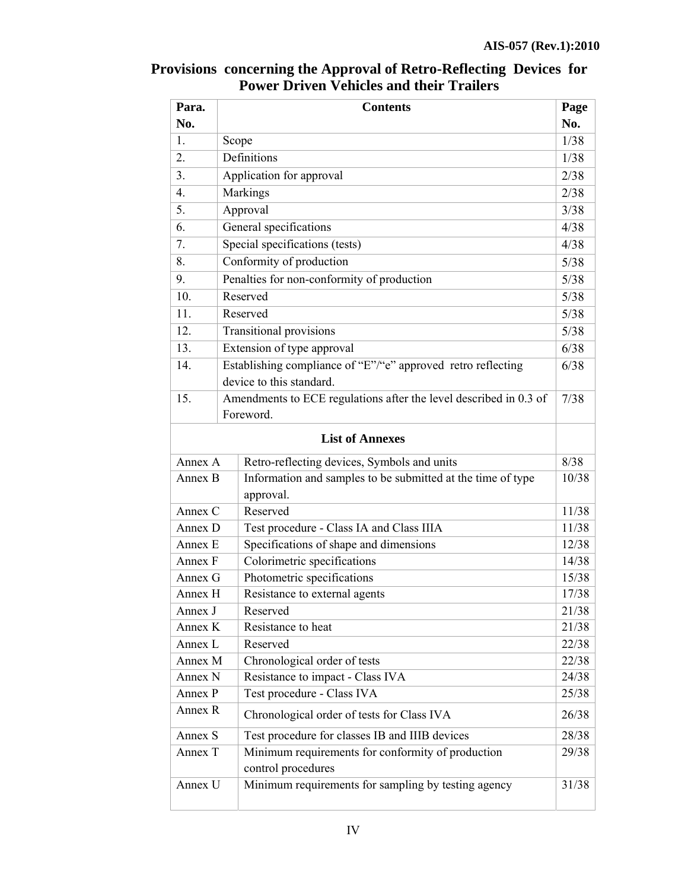## Provisions concerning the Approval of Retro-Reflecting Devices for Power Driven Vehicles and their Trailers

| Para. No. | Contents | Page No. |
|---|---|---|
| 1. | Scope | 1/38 |
| 2. | Definitions | 1/38 |
| 3. | Application for approval | 2/38 |
| 4. | Markings | 2/38 |
| 5. | Approval | 3/38 |
| 6. | General specifications | 4/38 |
| 7. | Special specifications (tests) | 4/38 |
| 8. | Conformity of production | 5/38 |
| 9. | Penalties for non-conformity of production | 5/38 |
| 10. | Reserved | 5/38 |
| 11. | Reserved | 5/38 |
| 12. | Transitional provisions | 5/38 |
| 13. | Extension of type approval | 6/38 |
| 14. | Establishing compliance of "E"/"e" approved retro reflecting device to this standard. | 6/38 |
| 15. | Amendments to ECE regulations after the level described in 0.3 of Foreword. | 7/38 |
| | **List of Annexes** | |
| Annex A | Retro-reflecting devices, Symbols and units | 8/38 |
| Annex B | Information and samples to be submitted at the time of type approval. | 10/38 |
| Annex C | Reserved | 11/38 |
| Annex D | Test procedure - Class IA and Class IIIA | 11/38 |
| Annex E | Specifications of shape and dimensions | 12/38 |
| Annex F | Colorimetric specifications | 14/38 |
| Annex G | Photometric specifications | 15/38 |
| Annex H | Resistance to external agents | 17/38 |
| Annex J | Reserved | 21/38 |
| Annex K | Resistance to heat | 21/38 |
| Annex L | Reserved | 22/38 |
| Annex M | Chronological order of tests | 22/38 |
| Annex N | Resistance to impact - Class IVA | 24/38 |
| Annex P | Test procedure - Class IVA | 25/38 |
| Annex R | Chronological order of tests for Class IVA | 26/38 |
| Annex S | Test procedure for classes IB and IIIB devices | 28/38 |
| Annex T | Minimum requirements for conformity of production control procedures | 29/38 |
| Annex U | Minimum requirements for sampling by testing agency | 31/38 |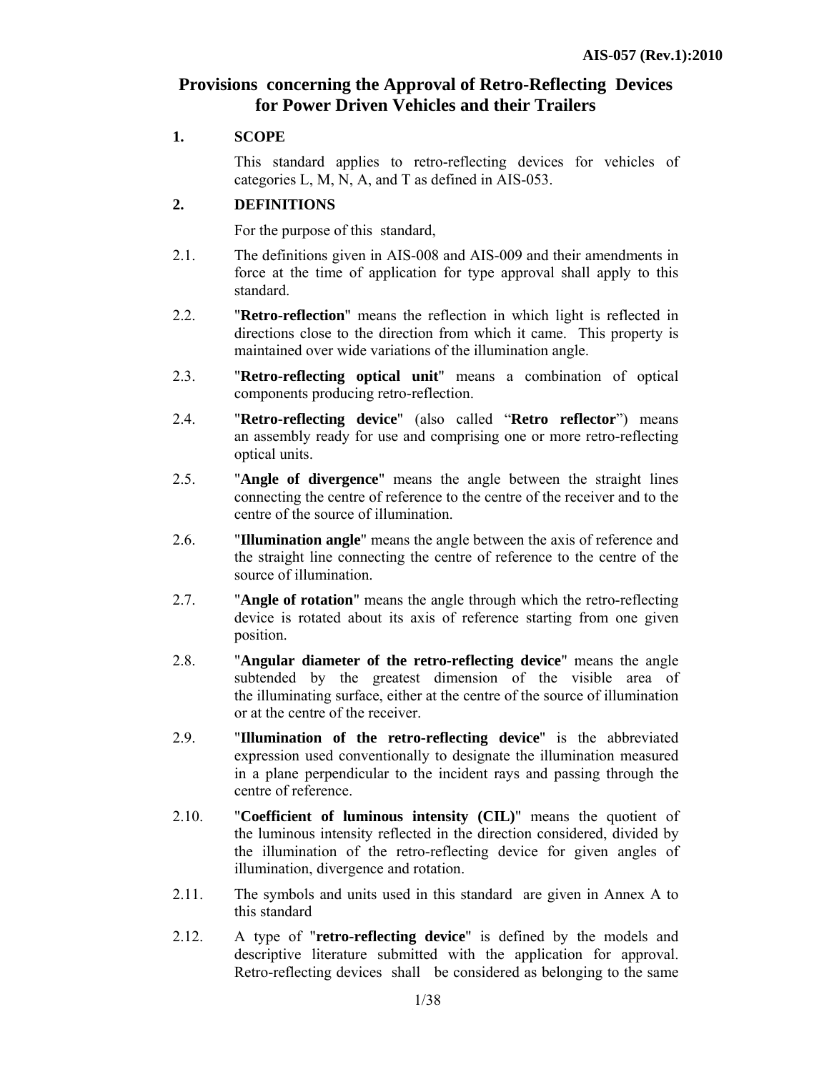# Provisions concerning the Approval of Retro-Reflecting Devices for Power Driven Vehicles and their Trailers

## 1. SCOPE

This standard applies to retro-reflecting devices for vehicles of categories L, M, N, A, and T as defined in AIS-053.

## 2. DEFINITIONS

For the purpose of this standard,

2.1. The definitions given in AIS-008 and AIS-009 and their amendments in force at the time of application for type approval shall apply to this standard.

2.2. "**Retro-reflection**" means the reflection in which light is reflected in directions close to the direction from which it came. This property is maintained over wide variations of the illumination angle.

2.3. "**Retro-reflecting optical unit**" means a combination of optical components producing retro-reflection.

2.4. "**Retro-reflecting device**" (also called "**Retro reflector**") means an assembly ready for use and comprising one or more retro-reflecting optical units.

2.5. "**Angle of divergence**" means the angle between the straight lines connecting the centre of reference to the centre of the receiver and to the centre of the source of illumination.

2.6. "**Illumination angle**" means the angle between the axis of reference and the straight line connecting the centre of reference to the centre of the source of illumination.

2.7. "**Angle of rotation**" means the angle through which the retro-reflecting device is rotated about its axis of reference starting from one given position.

2.8. "**Angular diameter of the retro-reflecting device**" means the angle subtended by the greatest dimension of the visible area of the illuminating surface, either at the centre of the source of illumination or at the centre of the receiver.

2.9. "**Illumination of the retro-reflecting device**" is the abbreviated expression used conventionally to designate the illumination measured in a plane perpendicular to the incident rays and passing through the centre of reference.

2.10. "**Coefficient of luminous intensity (CIL)**" means the quotient of the luminous intensity reflected in the direction considered, divided by the illumination of the retro-reflecting device for given angles of illumination, divergence and rotation.

2.11. The symbols and units used in this standard are given in Annex A to this standard

2.12. A type of "**retro-reflecting device**" is defined by the models and descriptive literature submitted with the application for approval. Retro-reflecting devices shall be considered as belonging to the same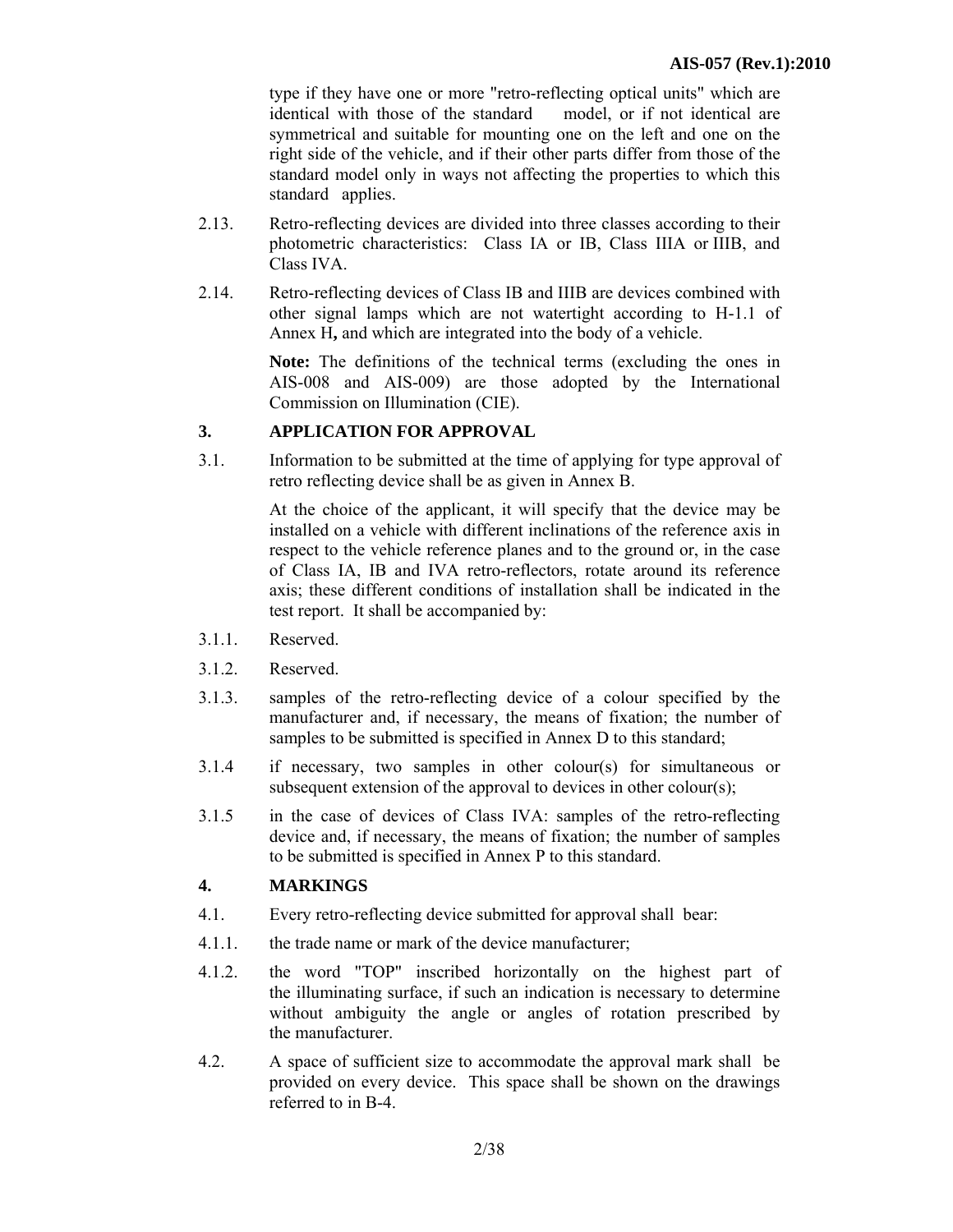type if they have one or more "retro-reflecting optical units" which are identical with those of the standard model, or if not identical are symmetrical and suitable for mounting one on the left and one on the right side of the vehicle, and if their other parts differ from those of the standard model only in ways not affecting the properties to which this standard applies.

2.13. Retro-reflecting devices are divided into three classes according to their photometric characteristics: Class IA or IB, Class IIIA or IIIB, and Class IVA.

2.14. Retro-reflecting devices of Class IB and IIIB are devices combined with other signal lamps which are not watertight according to H-1.1 of Annex H**,** and which are integrated into the body of a vehicle.

**Note:** The definitions of the technical terms (excluding the ones in AIS-008 and AIS-009) are those adopted by the International Commission on Illumination (CIE).

## 3. APPLICATION FOR APPROVAL

3.1. Information to be submitted at the time of applying for type approval of retro reflecting device shall be as given in Annex B.

At the choice of the applicant, it will specify that the device may be installed on a vehicle with different inclinations of the reference axis in respect to the vehicle reference planes and to the ground or, in the case of Class IA, IB and IVA retro-reflectors, rotate around its reference axis; these different conditions of installation shall be indicated in the test report. It shall be accompanied by:

3.1.1. Reserved.

3.1.2. Reserved.

3.1.3. samples of the retro-reflecting device of a colour specified by the manufacturer and, if necessary, the means of fixation; the number of samples to be submitted is specified in Annex D to this standard;

3.1.4 if necessary, two samples in other colour(s) for simultaneous or subsequent extension of the approval to devices in other colour(s);

3.1.5 in the case of devices of Class IVA: samples of the retro-reflecting device and, if necessary, the means of fixation; the number of samples to be submitted is specified in Annex P to this standard.

## 4. MARKINGS

4.1. Every retro-reflecting device submitted for approval shall bear:

4.1.1. the trade name or mark of the device manufacturer;

4.1.2. the word "TOP" inscribed horizontally on the highest part of the illuminating surface, if such an indication is necessary to determine without ambiguity the angle or angles of rotation prescribed by the manufacturer.

4.2. A space of sufficient size to accommodate the approval mark shall be provided on every device. This space shall be shown on the drawings referred to in B-4.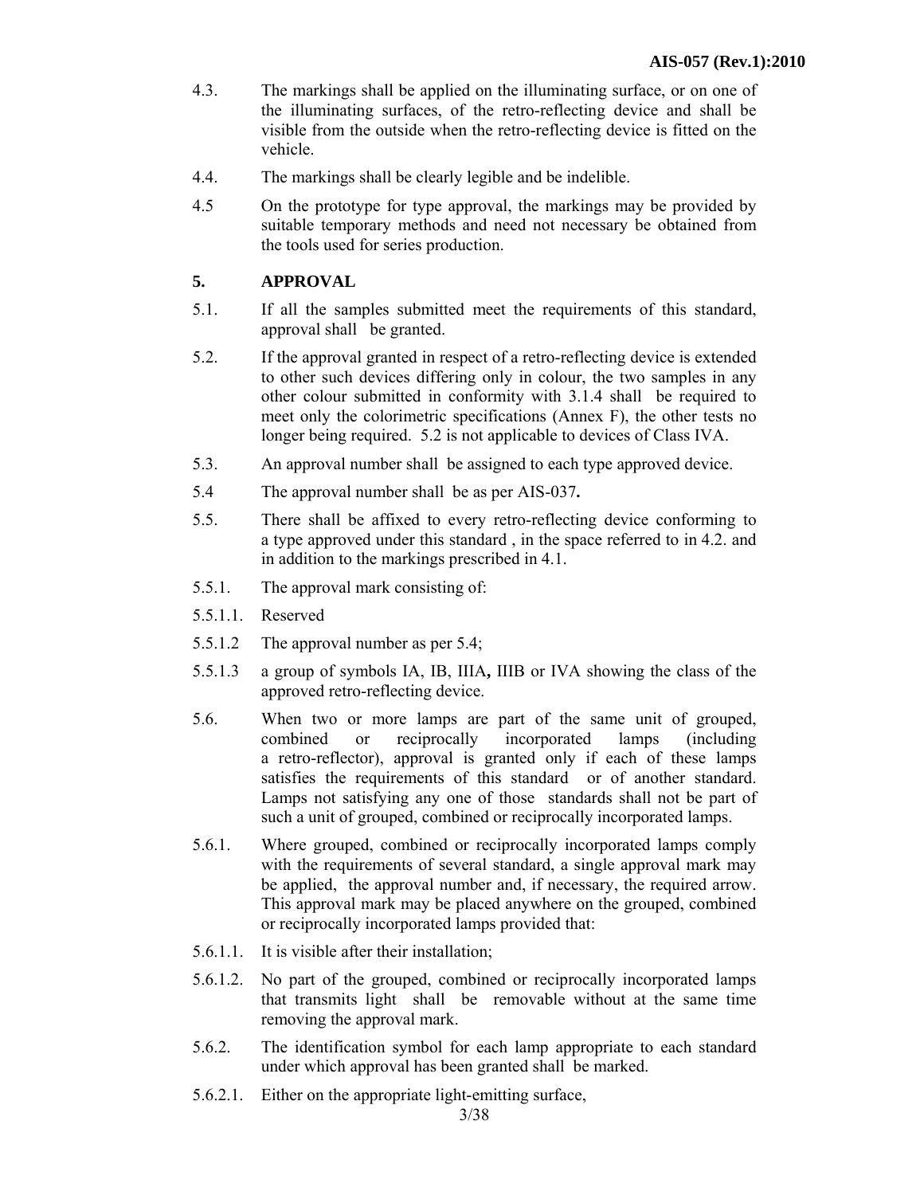4.3. The markings shall be applied on the illuminating surface, or on one of the illuminating surfaces, of the retro-reflecting device and shall be visible from the outside when the retro-reflecting device is fitted on the vehicle.

4.4. The markings shall be clearly legible and be indelible.

4.5 On the prototype for type approval, the markings may be provided by suitable temporary methods and need not necessary be obtained from the tools used for series production.

## 5. APPROVAL

5.1. If all the samples submitted meet the requirements of this standard, approval shall be granted.

5.2. If the approval granted in respect of a retro-reflecting device is extended to other such devices differing only in colour, the two samples in any other colour submitted in conformity with 3.1.4 shall be required to meet only the colorimetric specifications (Annex F), the other tests no longer being required. 5.2 is not applicable to devices of Class IVA.

5.3. An approval number shall be assigned to each type approved device.

5.4 The approval number shall be as per AIS-037**.**

5.5. There shall be affixed to every retro-reflecting device conforming to a type approved under this standard , in the space referred to in 4.2. and in addition to the markings prescribed in 4.1.

5.5.1. The approval mark consisting of:

5.5.1.1. Reserved

5.5.1.2 The approval number as per 5.4;

5.5.1.3 a group of symbols IA, IB, IIIA**,** IIIB or IVA showing the class of the approved retro-reflecting device.

5.6. When two or more lamps are part of the same unit of grouped, combined or reciprocally incorporated lamps (including a retro-reflector), approval is granted only if each of these lamps satisfies the requirements of this standard or of another standard. Lamps not satisfying any one of those standards shall not be part of such a unit of grouped, combined or reciprocally incorporated lamps.

5.6.1. Where grouped, combined or reciprocally incorporated lamps comply with the requirements of several standard, a single approval mark may be applied, the approval number and, if necessary, the required arrow. This approval mark may be placed anywhere on the grouped, combined or reciprocally incorporated lamps provided that:

5.6.1.1. It is visible after their installation;

5.6.1.2. No part of the grouped, combined or reciprocally incorporated lamps that transmits light shall be removable without at the same time removing the approval mark.

5.6.2. The identification symbol for each lamp appropriate to each standard under which approval has been granted shall be marked.

5.6.2.1. Either on the appropriate light-emitting surface,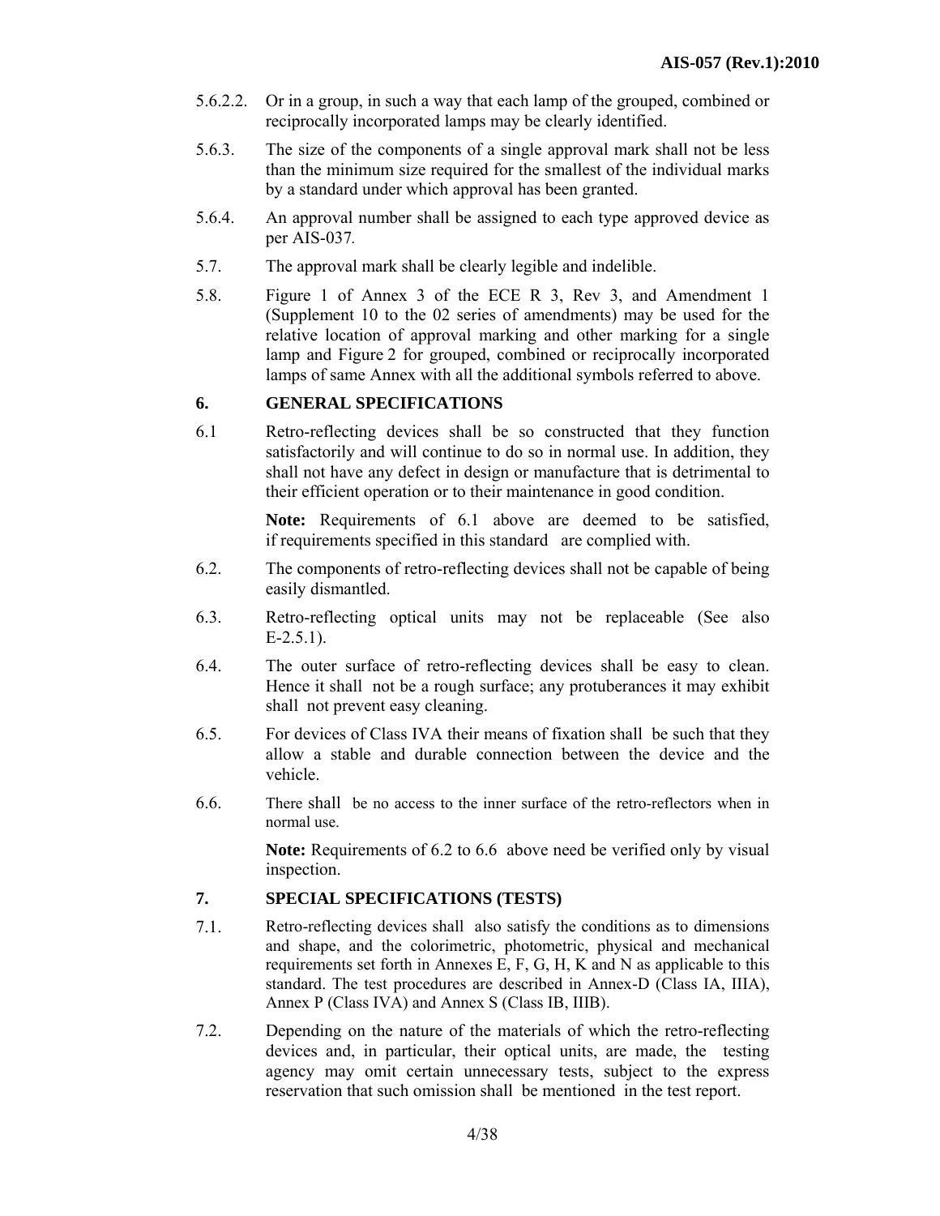5.6.2.2. Or in a group, in such a way that each lamp of the grouped, combined or reciprocally incorporated lamps may be clearly identified.

5.6.3. The size of the components of a single approval mark shall not be less than the minimum size required for the smallest of the individual marks by a standard under which approval has been granted.

5.6.4. An approval number shall be assigned to each type approved device as per AIS-037.

5.7. The approval mark shall be clearly legible and indelible.

5.8. Figure 1 of Annex 3 of the ECE R 3, Rev 3, and Amendment 1 (Supplement 10 to the 02 series of amendments) may be used for the relative location of approval marking and other marking for a single lamp and Figure 2 for grouped, combined or reciprocally incorporated lamps of same Annex with all the additional symbols referred to above.

## 6. GENERAL SPECIFICATIONS

6.1 Retro-reflecting devices shall be so constructed that they function satisfactorily and will continue to do so in normal use. In addition, they shall not have any defect in design or manufacture that is detrimental to their efficient operation or to their maintenance in good condition.

**Note:** Requirements of 6.1 above are deemed to be satisfied, if requirements specified in this standard are complied with.

6.2. The components of retro-reflecting devices shall not be capable of being easily dismantled.

6.3. Retro-reflecting optical units may not be replaceable (See also E-2.5.1).

6.4. The outer surface of retro-reflecting devices shall be easy to clean. Hence it shall not be a rough surface; any protuberances it may exhibit shall not prevent easy cleaning.

6.5. For devices of Class IVA their means of fixation shall be such that they allow a stable and durable connection between the device and the vehicle.

6.6. There shall be no access to the inner surface of the retro-reflectors when in normal use.

**Note:** Requirements of 6.2 to 6.6 above need be verified only by visual inspection.

## 7. SPECIAL SPECIFICATIONS (TESTS)

7.1. Retro-reflecting devices shall also satisfy the conditions as to dimensions and shape, and the colorimetric, photometric, physical and mechanical requirements set forth in Annexes E, F, G, H, K and N as applicable to this standard. The test procedures are described in Annex-D (Class IA, IIIA), Annex P (Class IVA) and Annex S (Class IB, IIIB).

7.2. Depending on the nature of the materials of which the retro-reflecting devices and, in particular, their optical units, are made, the testing agency may omit certain unnecessary tests, subject to the express reservation that such omission shall be mentioned in the test report.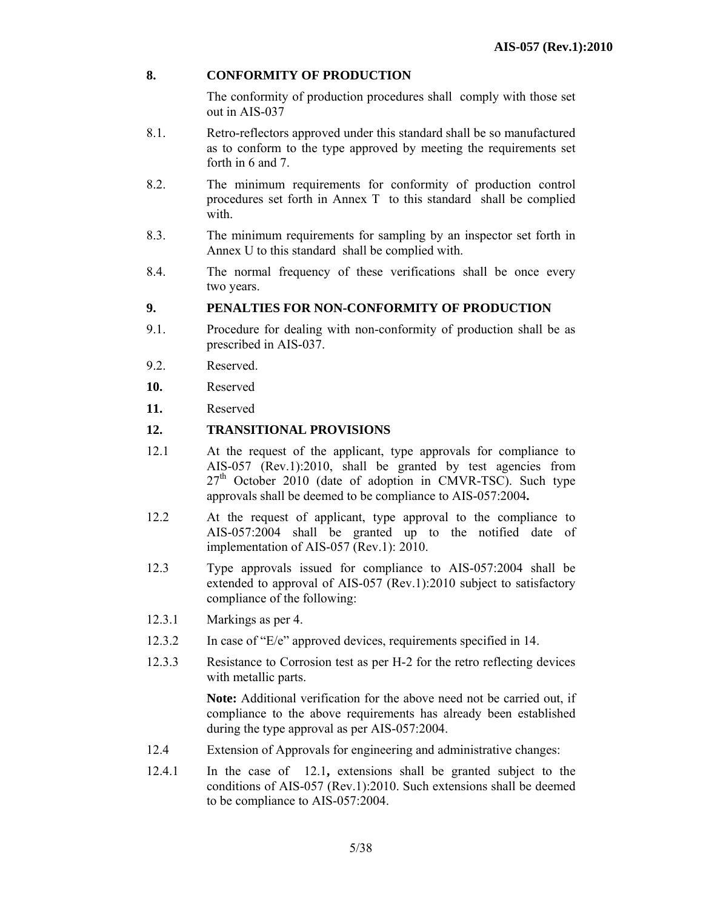## 8. CONFORMITY OF PRODUCTION

The conformity of production procedures shall comply with those set out in AIS-037

8.1. Retro-reflectors approved under this standard shall be so manufactured as to conform to the type approved by meeting the requirements set forth in 6 and 7.

8.2. The minimum requirements for conformity of production control procedures set forth in Annex T to this standard shall be complied with.

8.3. The minimum requirements for sampling by an inspector set forth in Annex U to this standard shall be complied with.

8.4. The normal frequency of these verifications shall be once every two years.

## 9. PENALTIES FOR NON-CONFORMITY OF PRODUCTION

9.1. Procedure for dealing with non-conformity of production shall be as prescribed in AIS-037.

9.2. Reserved.

**10.** Reserved

**11.** Reserved

## 12. TRANSITIONAL PROVISIONS

12.1 At the request of the applicant, type approvals for compliance to AIS-057 (Rev.1):2010, shall be granted by test agencies from 27th October 2010 (date of adoption in CMVR-TSC). Such type approvals shall be deemed to be compliance to AIS-057:2004**.**

12.2 At the request of applicant, type approval to the compliance to AIS-057:2004 shall be granted up to the notified date of implementation of AIS-057 (Rev.1): 2010.

12.3 Type approvals issued for compliance to AIS-057:2004 shall be extended to approval of AIS-057 (Rev.1):2010 subject to satisfactory compliance of the following:

12.3.1 Markings as per 4.

12.3.2 In case of "E/e" approved devices, requirements specified in 14.

12.3.3 Resistance to Corrosion test as per H-2 for the retro reflecting devices with metallic parts.

**Note:** Additional verification for the above need not be carried out, if compliance to the above requirements has already been established during the type approval as per AIS-057:2004.

12.4 Extension of Approvals for engineering and administrative changes:

12.4.1 In the case of 12.1**,** extensions shall be granted subject to the conditions of AIS-057 (Rev.1):2010. Such extensions shall be deemed to be compliance to AIS-057:2004.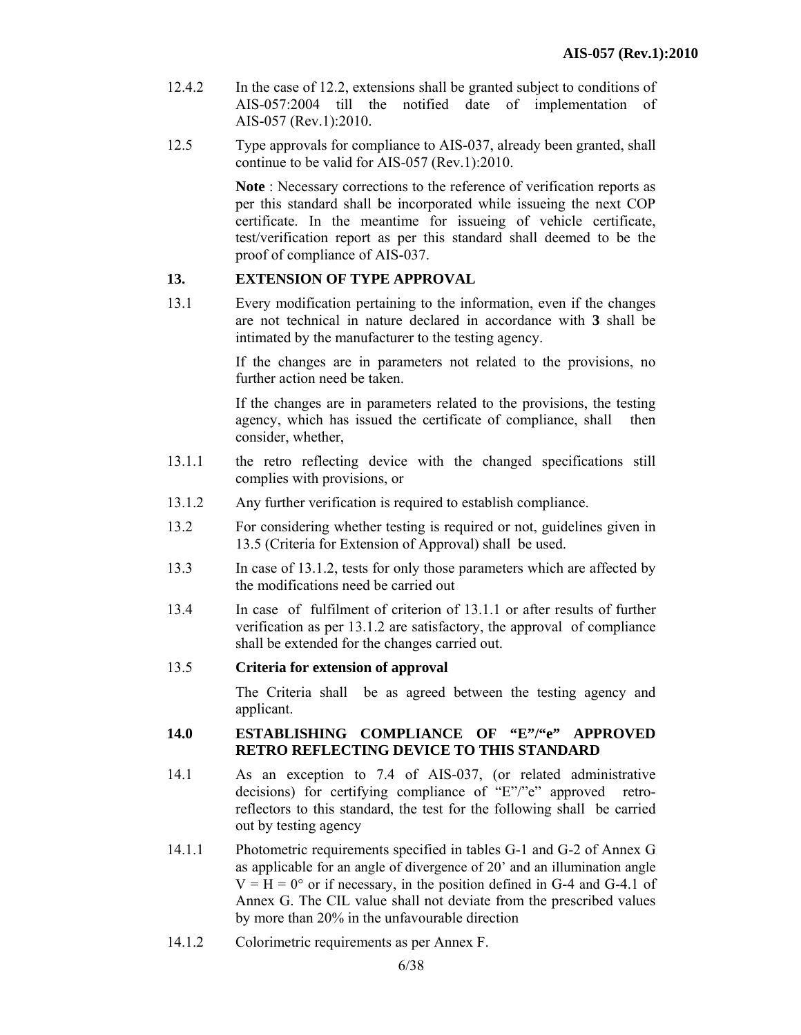12.4.2 In the case of 12.2, extensions shall be granted subject to conditions of AIS-057:2004 till the notified date of implementation of AIS-057 (Rev.1):2010.

12.5 Type approvals for compliance to AIS-037, already been granted, shall continue to be valid for AIS-057 (Rev.1):2010.

**Note** : Necessary corrections to the reference of verification reports as per this standard shall be incorporated while issueing the next COP certificate. In the meantime for issueing of vehicle certificate, test/verification report as per this standard shall deemed to be the proof of compliance of AIS-037.

## 13. EXTENSION OF TYPE APPROVAL

13.1 Every modification pertaining to the information, even if the changes are not technical in nature declared in accordance with **3** shall be intimated by the manufacturer to the testing agency.

If the changes are in parameters not related to the provisions, no further action need be taken.

If the changes are in parameters related to the provisions, the testing agency, which has issued the certificate of compliance, shall then consider, whether,

13.1.1 the retro reflecting device with the changed specifications still complies with provisions, or

13.1.2 Any further verification is required to establish compliance.

13.2 For considering whether testing is required or not, guidelines given in 13.5 (Criteria for Extension of Approval) shall be used.

13.3 In case of 13.1.2, tests for only those parameters which are affected by the modifications need be carried out

13.4 In case of fulfilment of criterion of 13.1.1 or after results of further verification as per 13.1.2 are satisfactory, the approval of compliance shall be extended for the changes carried out.

13.5 **Criteria for extension of approval**

The Criteria shall be as agreed between the testing agency and applicant.

## 14.0 ESTABLISHING COMPLIANCE OF “E”/“e” APPROVED RETRO REFLECTING DEVICE TO THIS STANDARD

14.1 As an exception to 7.4 of AIS-037, (or related administrative decisions) for certifying compliance of “E”/”e” approved retro-reflectors to this standard, the test for the following shall be carried out by testing agency

14.1.1 Photometric requirements specified in tables G-1 and G-2 of Annex G as applicable for an angle of divergence of 20’ and an illumination angle $V = H = 0°$ or if necessary, in the position defined in G-4 and G-4.1 of Annex G. The CIL value shall not deviate from the prescribed values by more than 20% in the unfavourable direction

14.1.2 Colorimetric requirements as per Annex F.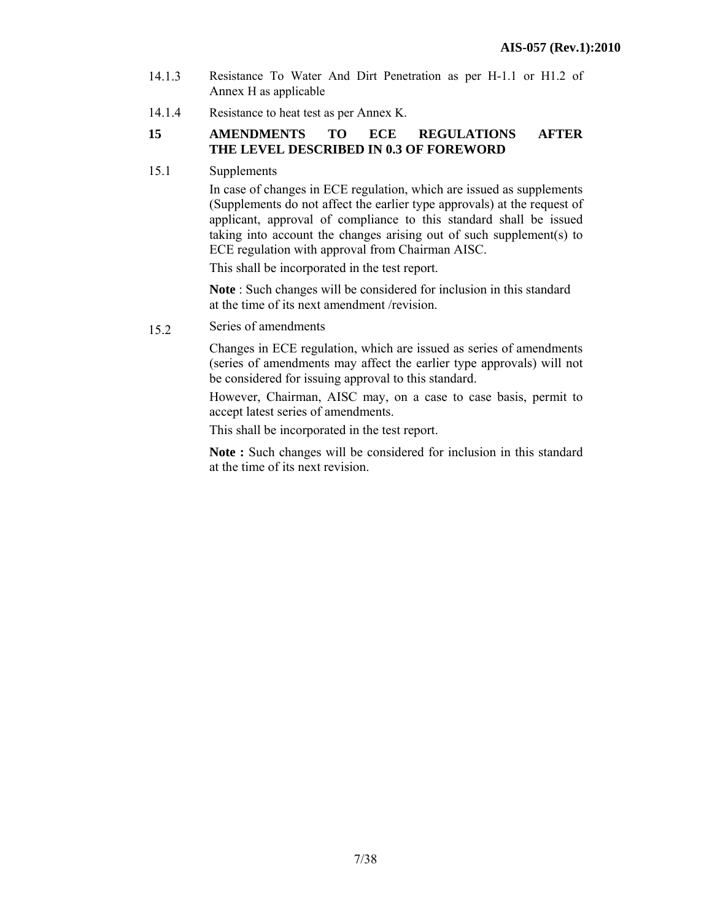14.1.3 Resistance To Water And Dirt Penetration as per H-1.1 or H1.2 of Annex H as applicable

14.1.4 Resistance to heat test as per Annex K.

## 15 AMENDMENTS TO ECE REGULATIONS AFTER THE LEVEL DESCRIBED IN 0.3 OF FOREWORD

15.1 Supplements

In case of changes in ECE regulation, which are issued as supplements (Supplements do not affect the earlier type approvals) at the request of applicant, approval of compliance to this standard shall be issued taking into account the changes arising out of such supplement(s) to ECE regulation with approval from Chairman AISC.

This shall be incorporated in the test report.

**Note** : Such changes will be considered for inclusion in this standard at the time of its next amendment /revision.

15.2 Series of amendments

Changes in ECE regulation, which are issued as series of amendments (series of amendments may affect the earlier type approvals) will not be considered for issuing approval to this standard.

However, Chairman, AISC may, on a case to case basis, permit to accept latest series of amendments.

This shall be incorporated in the test report.

**Note :** Such changes will be considered for inclusion in this standard at the time of its next revision.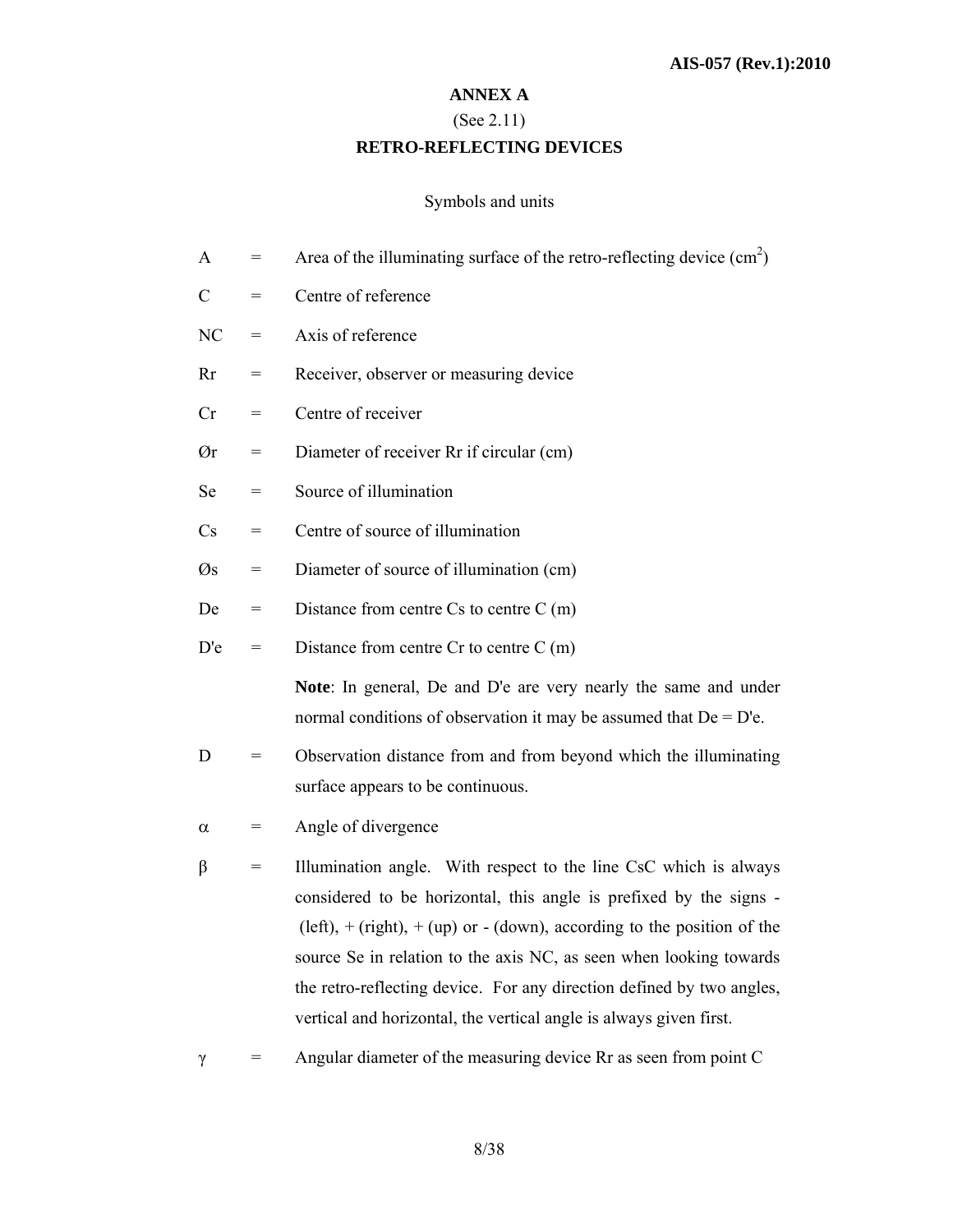## ANNEX A

(See 2.11)

## RETRO-REFLECTING DEVICES

Symbols and units

A = Area of the illuminating surface of the retro-reflecting device ($cm^2$)

C = Centre of reference

NC = Axis of reference

Rr = Receiver, observer or measuring device

Cr = Centre of receiver

Ør = Diameter of receiver Rr if circular (cm)

Se = Source of illumination

Cs = Centre of source of illumination

Øs = Diameter of source of illumination (cm)

De = Distance from centre Cs to centre C (m)

D'e = Distance from centre Cr to centre C (m)

**Note**: In general, De and D'e are very nearly the same and under normal conditions of observation it may be assumed that De = D'e.

D = Observation distance from and from beyond which the illuminating surface appears to be continuous.

$\alpha$ = Angle of divergence

$\beta$ = Illumination angle. With respect to the line CsC which is always considered to be horizontal, this angle is prefixed by the signs - (left), + (right), + (up) or - (down), according to the position of the source Se in relation to the axis NC, as seen when looking towards the retro-reflecting device. For any direction defined by two angles, vertical and horizontal, the vertical angle is always given first.

$\gamma$ = Angular diameter of the measuring device Rr as seen from point C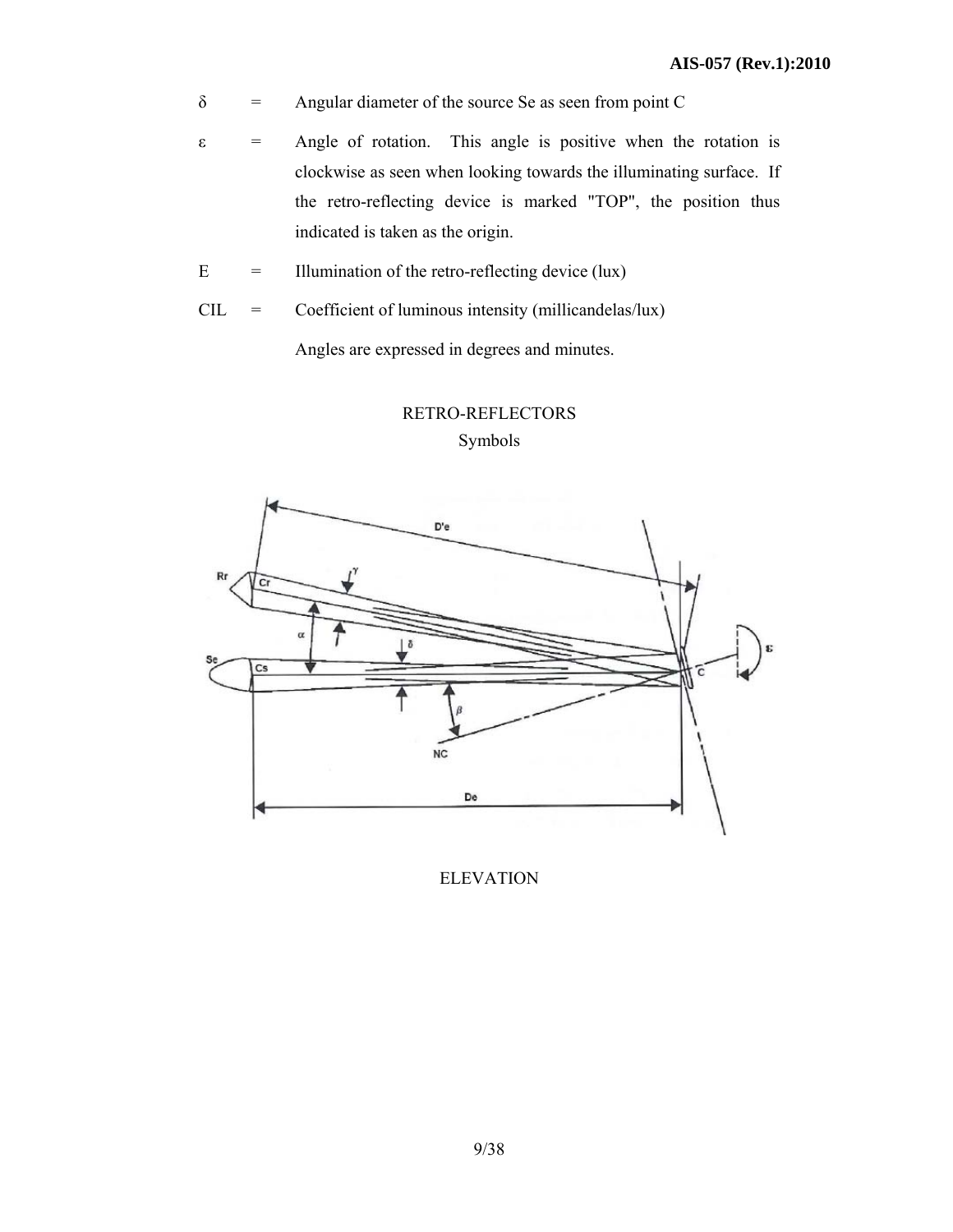δ = Angular diameter of the source Se as seen from point C

ε = Angle of rotation. This angle is positive when the rotation is clockwise as seen when looking towards the illuminating surface. If the retro-reflecting device is marked "TOP", the position thus indicated is taken as the origin.

E = Illumination of the retro-reflecting device (lux)

CIL = Coefficient of luminous intensity (millicandelas/lux)

Angles are expressed in degrees and minutes.

RETRO-REFLECTORS

Symbols

ELEVATION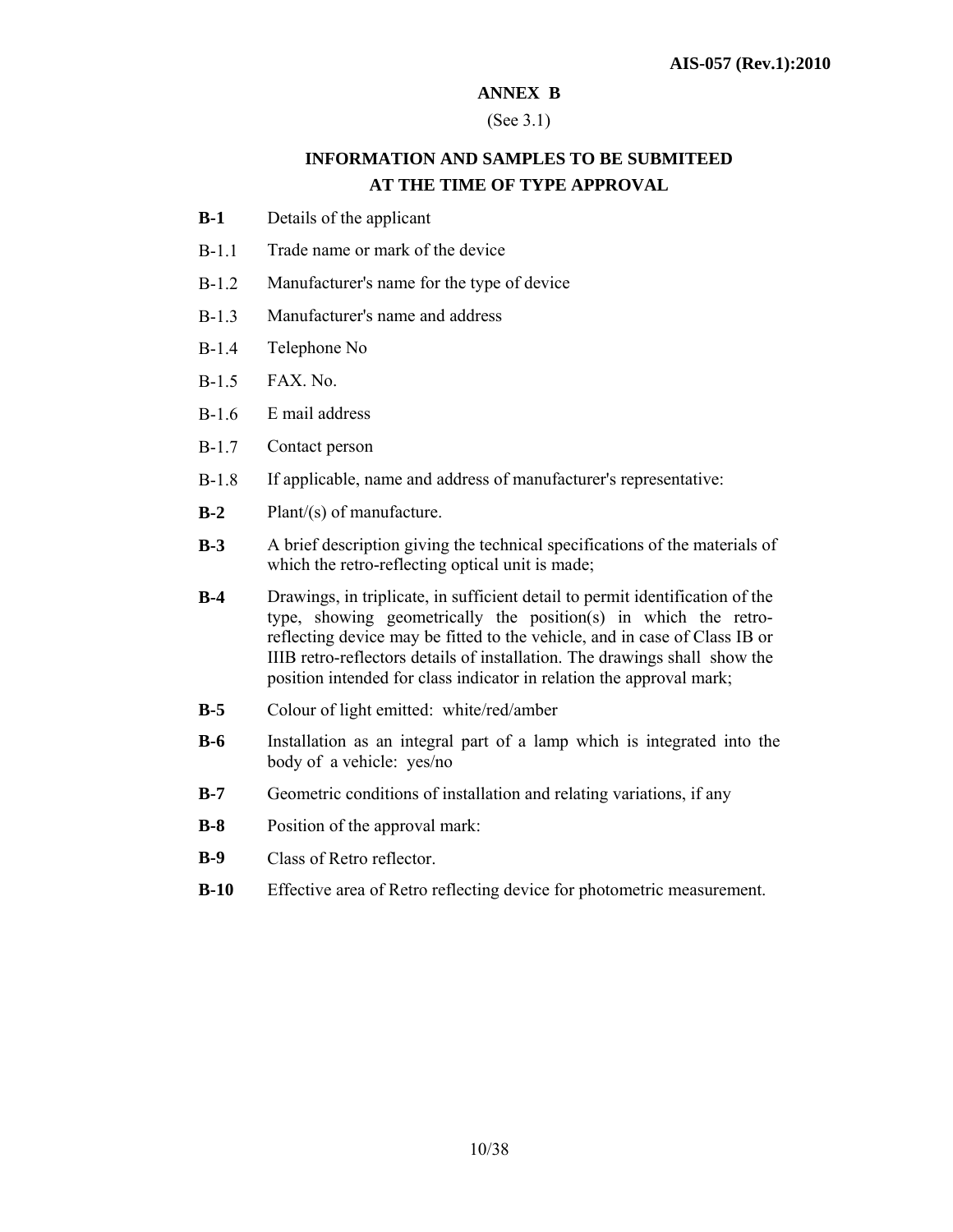## ANNEX B

(See 3.1)

## INFORMATION AND SAMPLES TO BE SUBMITEED AT THE TIME OF TYPE APPROVAL

**B-1** Details of the applicant

B-1.1 Trade name or mark of the device

B-1.2 Manufacturer's name for the type of device

B-1.3 Manufacturer's name and address

B-1.4 Telephone No

B-1.5 FAX. No.

B-1.6 E mail address

B-1.7 Contact person

B-1.8 If applicable, name and address of manufacturer's representative:

**B-2** Plant/(s) of manufacture.

**B-3** A brief description giving the technical specifications of the materials of which the retro-reflecting optical unit is made;

**B-4** Drawings, in triplicate, in sufficient detail to permit identification of the type, showing geometrically the position(s) in which the retro-reflecting device may be fitted to the vehicle, and in case of Class IB or IIIB retro-reflectors details of installation. The drawings shall show the position intended for class indicator in relation the approval mark;

**B-5** Colour of light emitted: white/red/amber

**B-6** Installation as an integral part of a lamp which is integrated into the body of a vehicle: yes/no

**B-7** Geometric conditions of installation and relating variations, if any

**B-8** Position of the approval mark:

**B-9** Class of Retro reflector.

**B-10** Effective area of Retro reflecting device for photometric measurement.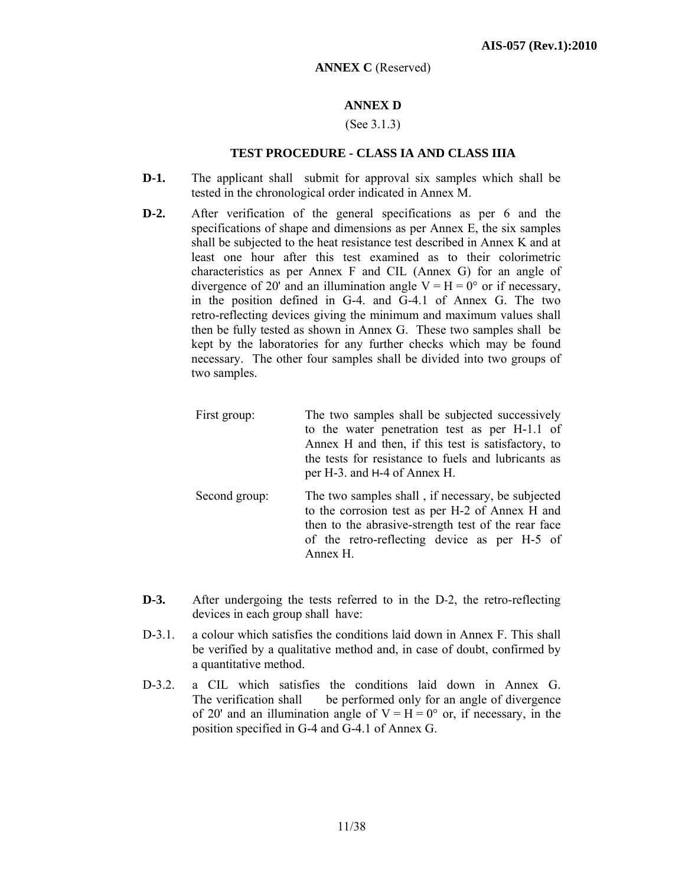**ANNEX C** (Reserved)

## ANNEX D

(See 3.1.3)

### TEST PROCEDURE - CLASS IA AND CLASS IIIA

**D-1.** The applicant shall submit for approval six samples which shall be tested in the chronological order indicated in Annex M.

**D-2.** After verification of the general specifications as per 6 and the specifications of shape and dimensions as per Annex E, the six samples shall be subjected to the heat resistance test described in Annex K and at least one hour after this test examined as to their colorimetric characteristics as per Annex F and CIL (Annex G) for an angle of divergence of 20' and an illumination angle V = H = 0° or if necessary, in the position defined in G-4. and G-4.1 of Annex G. The two retro-reflecting devices giving the minimum and maximum values shall then be fully tested as shown in Annex G. These two samples shall be kept by the laboratories for any further checks which may be found necessary. The other four samples shall be divided into two groups of two samples.

First group: The two samples shall be subjected successively to the water penetration test as per H-1.1 of Annex H and then, if this test is satisfactory, to the tests for resistance to fuels and lubricants as per H-3. and H-4 of Annex H.

Second group: The two samples shall , if necessary, be subjected to the corrosion test as per H-2 of Annex H and then to the abrasive-strength test of the rear face of the retro-reflecting device as per H-5 of Annex H.

**D-3.** After undergoing the tests referred to in the D-2, the retro-reflecting devices in each group shall have:

D-3.1. a colour which satisfies the conditions laid down in Annex F. This shall be verified by a qualitative method and, in case of doubt, confirmed by a quantitative method.

D-3.2. a CIL which satisfies the conditions laid down in Annex G. The verification shall be performed only for an angle of divergence of 20' and an illumination angle of V = H = 0° or, if necessary, in the position specified in G-4 and G-4.1 of Annex G.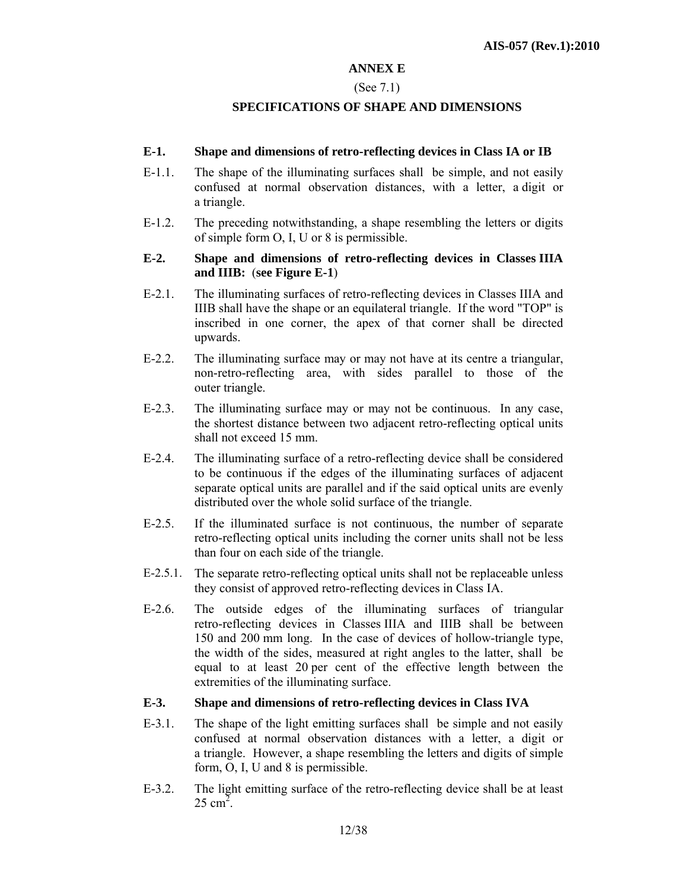## ANNEX E

(See 7.1)

### SPECIFICATIONS OF SHAPE AND DIMENSIONS

**E-1. Shape and dimensions of retro-reflecting devices in Class IA or IB**

E-1.1. The shape of the illuminating surfaces shall be simple, and not easily confused at normal observation distances, with a letter, a digit or a triangle.

E-1.2. The preceding notwithstanding, a shape resembling the letters or digits of simple form O, I, U or 8 is permissible.

**E-2. Shape and dimensions of retro-reflecting devices in Classes IIIA and IIIB: (see Figure E-1)**

E-2.1. The illuminating surfaces of retro-reflecting devices in Classes IIIA and IIIB shall have the shape or an equilateral triangle. If the word "TOP" is inscribed in one corner, the apex of that corner shall be directed upwards.

E-2.2. The illuminating surface may or may not have at its centre a triangular, non-retro-reflecting area, with sides parallel to those of the outer triangle.

E-2.3. The illuminating surface may or may not be continuous. In any case, the shortest distance between two adjacent retro-reflecting optical units shall not exceed 15 mm.

E-2.4. The illuminating surface of a retro-reflecting device shall be considered to be continuous if the edges of the illuminating surfaces of adjacent separate optical units are parallel and if the said optical units are evenly distributed over the whole solid surface of the triangle.

E-2.5. If the illuminated surface is not continuous, the number of separate retro-reflecting optical units including the corner units shall not be less than four on each side of the triangle.

E-2.5.1. The separate retro-reflecting optical units shall not be replaceable unless they consist of approved retro-reflecting devices in Class IA.

E-2.6. The outside edges of the illuminating surfaces of triangular retro-reflecting devices in Classes IIIA and IIIB shall be between 150 and 200 mm long. In the case of devices of hollow-triangle type, the width of the sides, measured at right angles to the latter, shall be equal to at least 20 per cent of the effective length between the extremities of the illuminating surface.

**E-3. Shape and dimensions of retro-reflecting devices in Class IVA**

E-3.1. The shape of the light emitting surfaces shall be simple and not easily confused at normal observation distances with a letter, a digit or a triangle. However, a shape resembling the letters and digits of simple form, O, I, U and 8 is permissible.

E-3.2. The light emitting surface of the retro-reflecting device shall be at least $25 \text{ cm}^2$.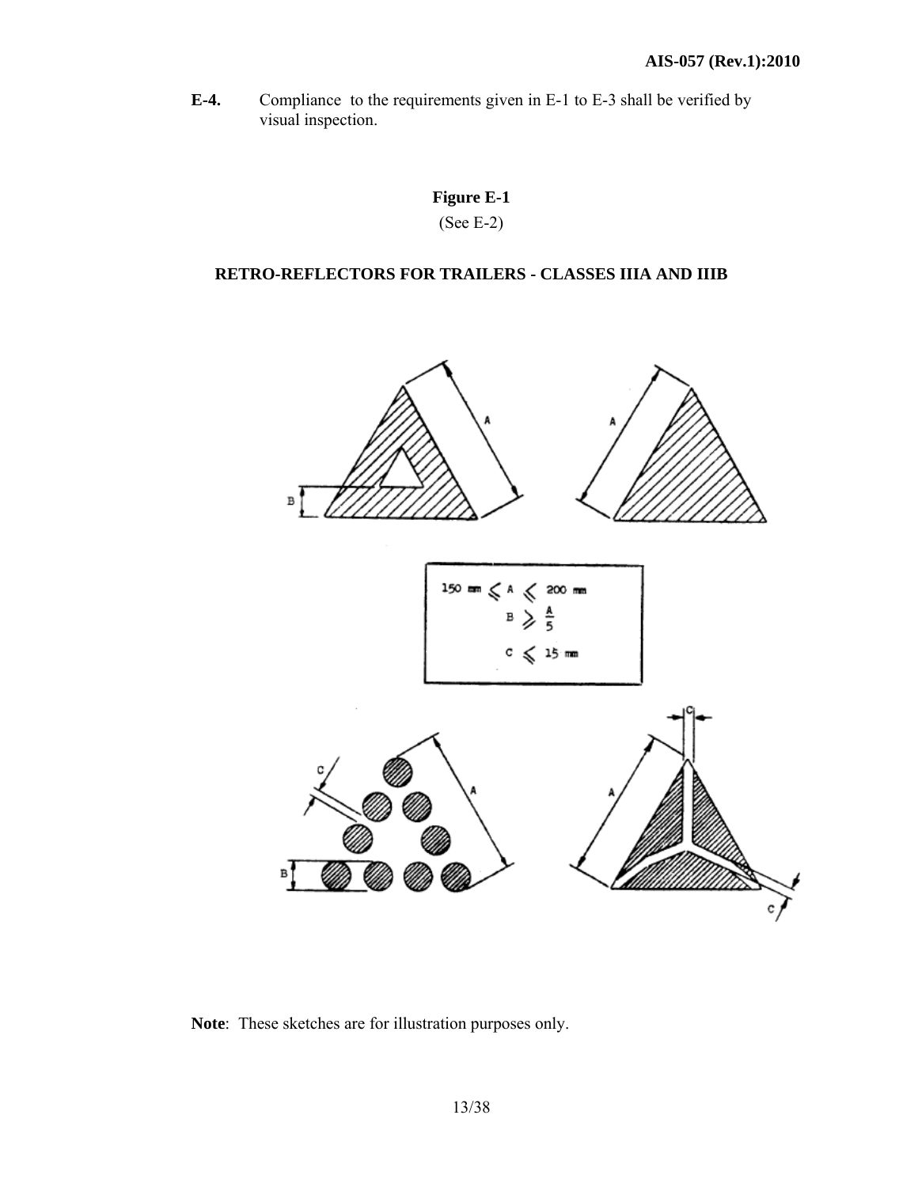**E-4.** Compliance to the requirements given in E-1 to E-3 shall be verified by visual inspection.

**Figure E-1**

(See E-2)

**RETRO-REFLECTORS FOR TRAILERS - CLASSES IIIA AND IIIB**

$150 \text{ mm} \leq A \leq 200 \text{ mm}$

$B \geq \frac{A}{5}$

$C \leq 15 \text{ mm}$

**Note**: These sketches are for illustration purposes only.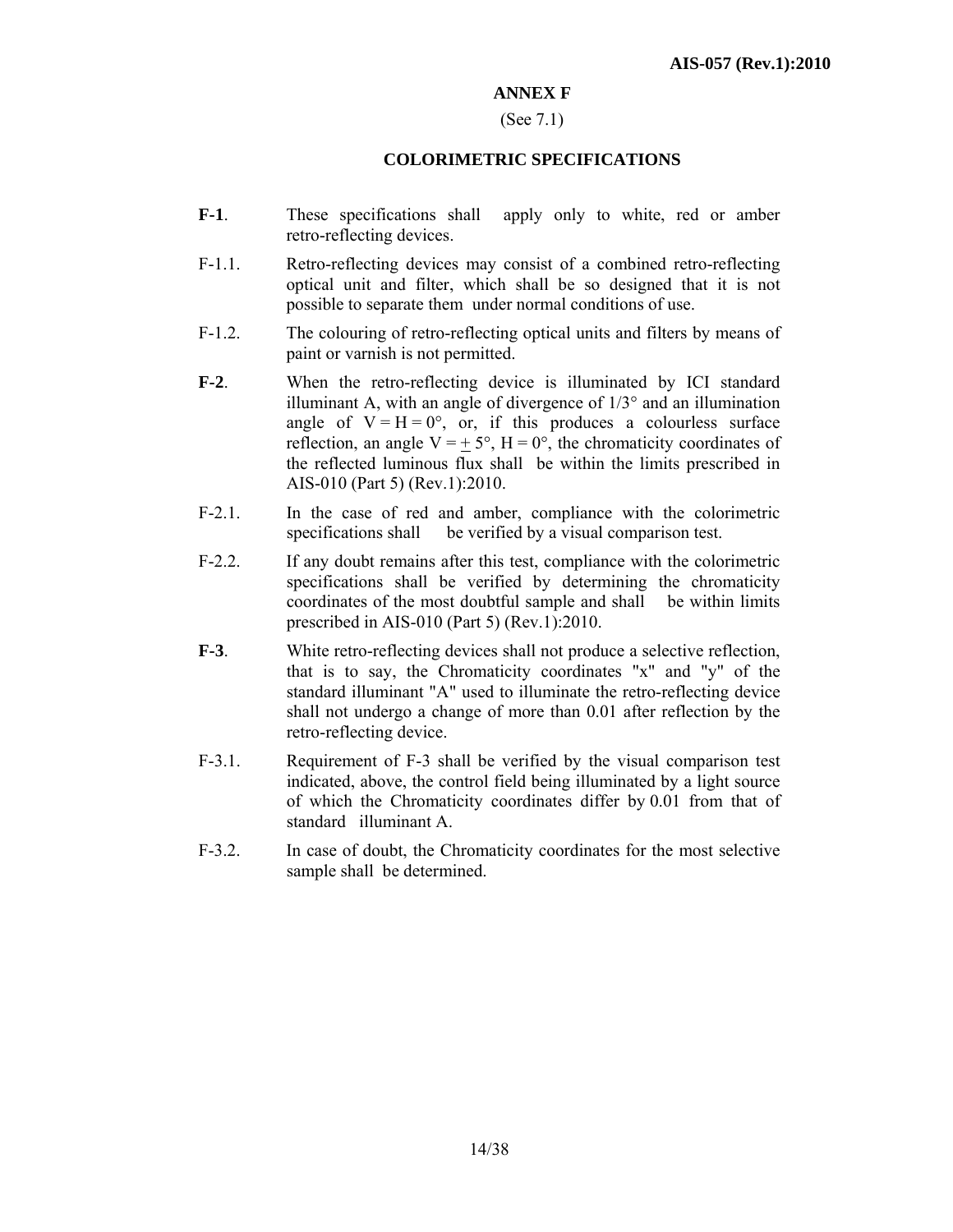## ANNEX F

(See 7.1)

### COLORIMETRIC SPECIFICATIONS

**F-1**. These specifications shall apply only to white, red or amber retro-reflecting devices.

F-1.1. Retro-reflecting devices may consist of a combined retro-reflecting optical unit and filter, which shall be so designed that it is not possible to separate them under normal conditions of use.

F-1.2. The colouring of retro-reflecting optical units and filters by means of paint or varnish is not permitted.

**F-2**. When the retro-reflecting device is illuminated by ICI standard illuminant A, with an angle of divergence of 1/3° and an illumination angle of V = H = 0°, or, if this produces a colourless surface reflection, an angle V = ± 5°, H = 0°, the chromaticity coordinates of the reflected luminous flux shall be within the limits prescribed in AIS-010 (Part 5) (Rev.1):2010.

F-2.1. In the case of red and amber, compliance with the colorimetric specifications shall be verified by a visual comparison test.

F-2.2. If any doubt remains after this test, compliance with the colorimetric specifications shall be verified by determining the chromaticity coordinates of the most doubtful sample and shall be within limits prescribed in AIS-010 (Part 5) (Rev.1):2010.

**F-3**. White retro-reflecting devices shall not produce a selective reflection, that is to say, the Chromaticity coordinates "x" and "y" of the standard illuminant "A" used to illuminate the retro-reflecting device shall not undergo a change of more than 0.01 after reflection by the retro-reflecting device.

F-3.1. Requirement of F-3 shall be verified by the visual comparison test indicated, above, the control field being illuminated by a light source of which the Chromaticity coordinates differ by 0.01 from that of standard illuminant A.

F-3.2. In case of doubt, the Chromaticity coordinates for the most selective sample shall be determined.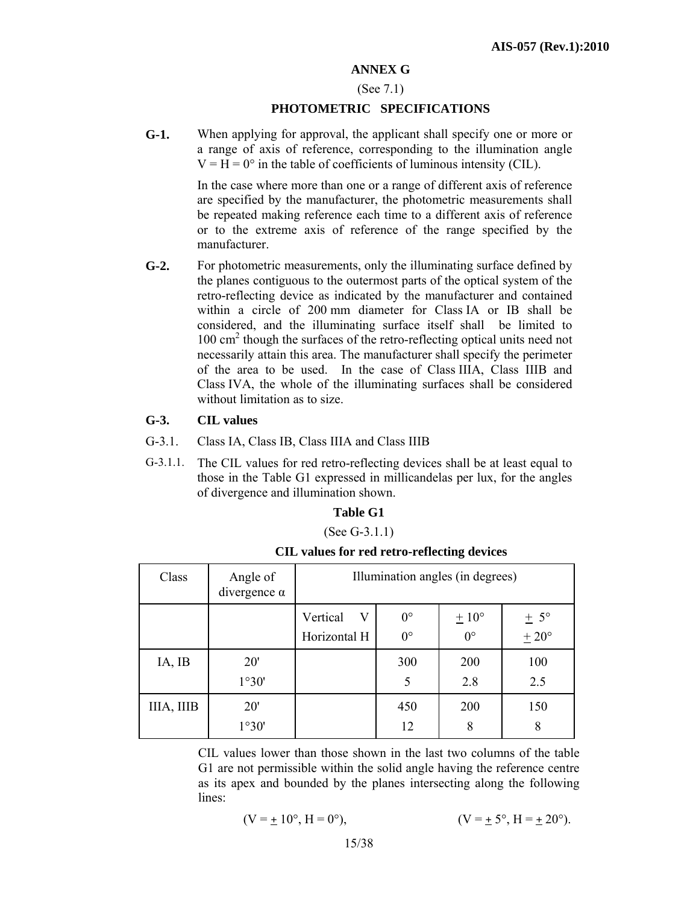## ANNEX G

(See 7.1)

### PHOTOMETRIC SPECIFICATIONS

**G-1.** When applying for approval, the applicant shall specify one or more or a range of axis of reference, corresponding to the illumination angle V = H = 0° in the table of coefficients of luminous intensity (CIL).

In the case where more than one or a range of different axis of reference are specified by the manufacturer, the photometric measurements shall be repeated making reference each time to a different axis of reference or to the extreme axis of reference of the range specified by the manufacturer.

**G-2.** For photometric measurements, only the illuminating surface defined by the planes contiguous to the outermost parts of the optical system of the retro-reflecting device as indicated by the manufacturer and contained within a circle of 200 mm diameter for Class IA or IB shall be considered, and the illuminating surface itself shall be limited to 100 $cm^2$ though the surfaces of the retro-reflecting optical units need not necessarily attain this area. The manufacturer shall specify the perimeter of the area to be used. In the case of Class IIIA, Class IIIB and Class IVA, the whole of the illuminating surfaces shall be considered without limitation as to size.

**G-3. CIL values**

G-3.1. Class IA, Class IB, Class IIIA and Class IIIB

G-3.1.1. The CIL values for red retro-reflecting devices shall be at least equal to those in the Table G1 expressed in millicandelas per lux, for the angles of divergence and illumination shown.

**Table G1**

(See G-3.1.1)

**CIL values for red retro-reflecting devices**

| Class | Angle of divergence α | Illumination angles (in degrees) | | | |
|---|---|---|---|---|---|
| | | Vertical V<br>Horizontal H | 0°<br>0° | ± 10°<br>0° | ± 5°<br>± 20° |
| IA, IB | 20'<br>1°30' | | 300<br>5 | 200<br>2.8 | 100<br>2.5 |
| IIIA, IIIB | 20'<br>1°30' | | 450<br>12 | 200<br>8 | 150<br>8 |

CIL values lower than those shown in the last two columns of the table G1 are not permissible within the solid angle having the reference centre as its apex and bounded by the planes intersecting along the following lines:

(V = ± 10°, H = 0°), (V = ± 5°, H = ± 20°).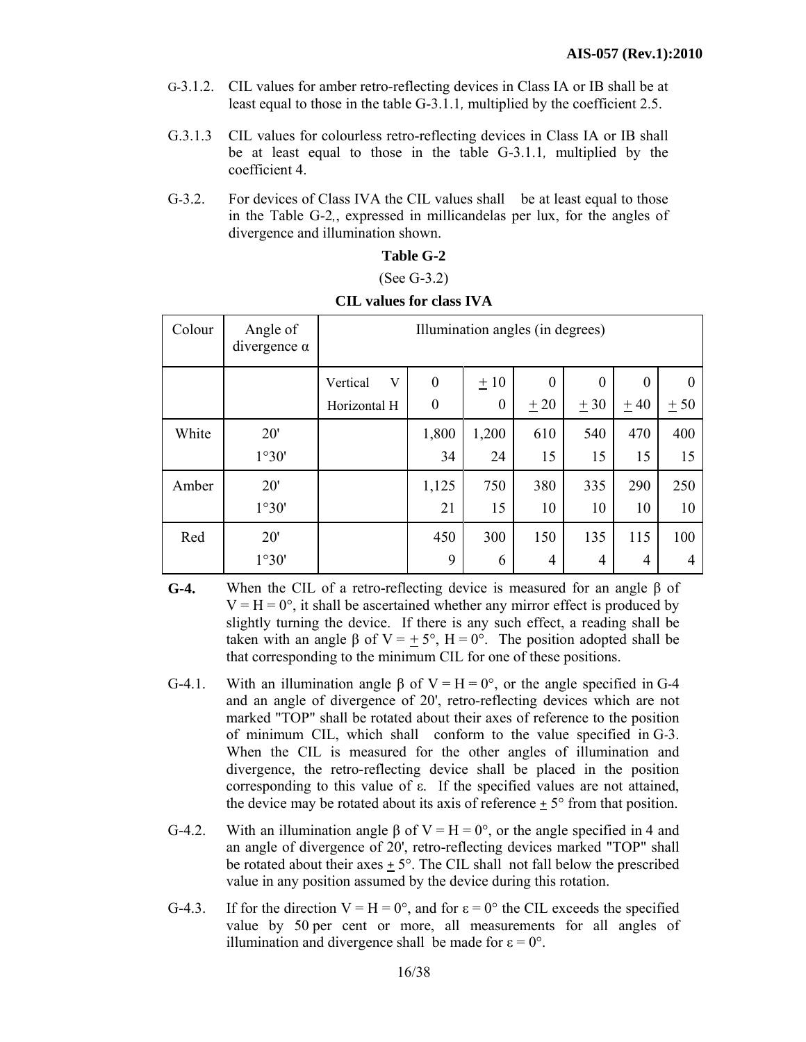G-3.1.2. CIL values for amber retro-reflecting devices in Class IA or IB shall be at least equal to those in the table G-3.1.1, multiplied by the coefficient 2.5.

G.3.1.3 CIL values for colourless retro-reflecting devices in Class IA or IB shall be at least equal to those in the table G-3.1.1, multiplied by the coefficient 4.

G-3.2. For devices of Class IVA the CIL values shall be at least equal to those in the Table G-2,, expressed in millicandelas per lux, for the angles of divergence and illumination shown.

**Table G-2**

(See G-3.2)

**CIL values for class IVA**

| Colour | Angle of divergence α | Illumination angles (in degrees) | | | | | | |
|---|---|---|---|---|---|---|---|---|
| | | Vertical V<br>Horizontal H | 0<br>0 | ± 10<br>0 | 0<br>± 20 | 0<br>± 30 | 0<br>± 40 | 0<br>± 50 |
| White | 20'<br>1°30' | | 1,800<br>34 | 1,200<br>24 | 610<br>15 | 540<br>15 | 470<br>15 | 400<br>15 |
| Amber | 20'<br>1°30' | | 1,125<br>21 | 750<br>15 | 380<br>10 | 335<br>10 | 290<br>10 | 250<br>10 |
| Red | 20'<br>1°30' | | 450<br>9 | 300<br>6 | 150<br>4 | 135<br>4 | 115<br>4 | 100<br>4 |

**G-4.** When the CIL of a retro-reflecting device is measured for an angle β of V = H = 0°, it shall be ascertained whether any mirror effect is produced by slightly turning the device. If there is any such effect, a reading shall be taken with an angle β of V = ± 5°, H = 0°. The position adopted shall be that corresponding to the minimum CIL for one of these positions.

G-4.1. With an illumination angle β of V = H = 0°, or the angle specified in G-4 and an angle of divergence of 20', retro-reflecting devices which are not marked "TOP" shall be rotated about their axes of reference to the position of minimum CIL, which shall conform to the value specified in G-3. When the CIL is measured for the other angles of illumination and divergence, the retro-reflecting device shall be placed in the position corresponding to this value of ε. If the specified values are not attained, the device may be rotated about its axis of reference ± 5° from that position.

G-4.2. With an illumination angle β of V = H = 0°, or the angle specified in 4 and an angle of divergence of 20', retro-reflecting devices marked "TOP" shall be rotated about their axes ± 5°. The CIL shall not fall below the prescribed value in any position assumed by the device during this rotation.

G-4.3. If for the direction V = H = 0°, and for ε = 0° the CIL exceeds the specified value by 50 per cent or more, all measurements for all angles of illumination and divergence shall be made for ε = 0°.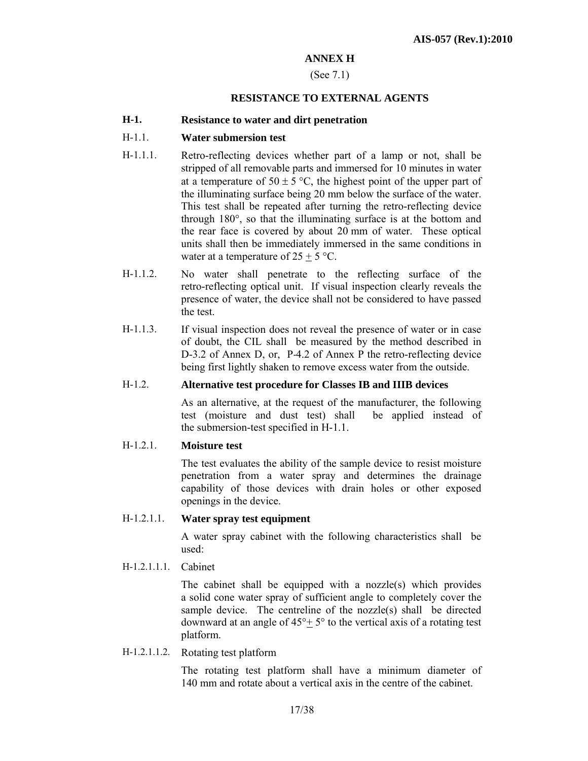# ANNEX H

(See 7.1)

## RESISTANCE TO EXTERNAL AGENTS

### H-1. Resistance to water and dirt penetration

#### H-1.1. Water submersion test

H-1.1.1. Retro-reflecting devices whether part of a lamp or not, shall be stripped of all removable parts and immersed for 10 minutes in water at a temperature of $50 \pm 5$ °C, the highest point of the upper part of the illuminating surface being 20 mm below the surface of the water. This test shall be repeated after turning the retro-reflecting device through 180°, so that the illuminating surface is at the bottom and the rear face is covered by about 20 mm of water. These optical units shall then be immediately immersed in the same conditions in water at a temperature of $25 \pm 5$ °C.

H-1.1.2. No water shall penetrate to the reflecting surface of the retro-reflecting optical unit. If visual inspection clearly reveals the presence of water, the device shall not be considered to have passed the test.

H-1.1.3. If visual inspection does not reveal the presence of water or in case of doubt, the CIL shall be measured by the method described in D-3.2 of Annex D, or, P-4.2 of Annex P the retro-reflecting device being first lightly shaken to remove excess water from the outside.

#### H-1.2. Alternative test procedure for Classes IB and IIIB devices

As an alternative, at the request of the manufacturer, the following test (moisture and dust test) shall be applied instead of the submersion-test specified in H-1.1.

#### H-1.2.1. Moisture test

The test evaluates the ability of the sample device to resist moisture penetration from a water spray and determines the drainage capability of those devices with drain holes or other exposed openings in the device.

#### H-1.2.1.1. Water spray test equipment

A water spray cabinet with the following characteristics shall be used:

H-1.2.1.1.1. Cabinet

The cabinet shall be equipped with a nozzle(s) which provides a solid cone water spray of sufficient angle to completely cover the sample device. The centreline of the nozzle(s) shall be directed downward at an angle of $45° \pm 5°$ to the vertical axis of a rotating test platform.

H-1.2.1.1.2. Rotating test platform

The rotating test platform shall have a minimum diameter of 140 mm and rotate about a vertical axis in the centre of the cabinet.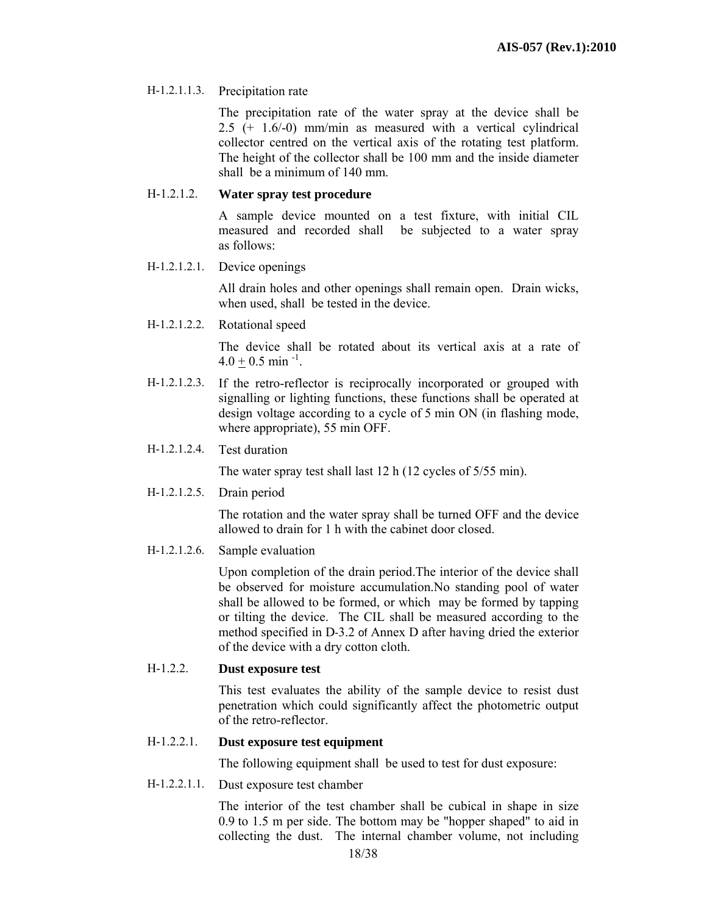H-1.2.1.1.3. Precipitation rate

The precipitation rate of the water spray at the device shall be 2.5 (+ 1.6/-0) mm/min as measured with a vertical cylindrical collector centred on the vertical axis of the rotating test platform. The height of the collector shall be 100 mm and the inside diameter shall be a minimum of 140 mm.

H-1.2.1.2. **Water spray test procedure**

A sample device mounted on a test fixture, with initial CIL measured and recorded shall be subjected to a water spray as follows:

H-1.2.1.2.1. Device openings

All drain holes and other openings shall remain open. Drain wicks, when used, shall be tested in the device.

H-1.2.1.2.2. Rotational speed

The device shall be rotated about its vertical axis at a rate of $4.0 \pm 0.5$ $min^{-1}$.

H-1.2.1.2.3. If the retro-reflector is reciprocally incorporated or grouped with signalling or lighting functions, these functions shall be operated at design voltage according to a cycle of 5 min ON (in flashing mode, where appropriate), 55 min OFF.

H-1.2.1.2.4. Test duration

The water spray test shall last 12 h (12 cycles of 5/55 min).

H-1.2.1.2.5. Drain period

The rotation and the water spray shall be turned OFF and the device allowed to drain for 1 h with the cabinet door closed.

H-1.2.1.2.6. Sample evaluation

Upon completion of the drain period.The interior of the device shall be observed for moisture accumulation.No standing pool of water shall be allowed to be formed, or which may be formed by tapping or tilting the device. The CIL shall be measured according to the method specified in D-3.2 of Annex D after having dried the exterior of the device with a dry cotton cloth.

H-1.2.2. **Dust exposure test**

This test evaluates the ability of the sample device to resist dust penetration which could significantly affect the photometric output of the retro-reflector.

H-1.2.2.1. **Dust exposure test equipment**

The following equipment shall be used to test for dust exposure:

H-1.2.2.1.1. Dust exposure test chamber

The interior of the test chamber shall be cubical in shape in size 0.9 to 1.5 m per side. The bottom may be "hopper shaped" to aid in collecting the dust. The internal chamber volume, not including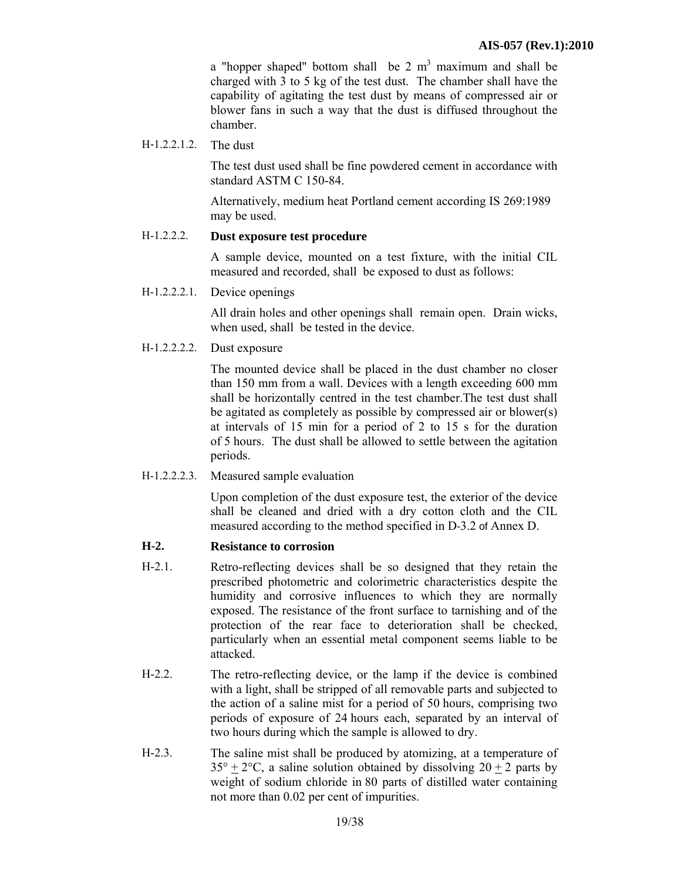a "hopper shaped" bottom shall be 2 $m^3$ maximum and shall be charged with 3 to 5 kg of the test dust. The chamber shall have the capability of agitating the test dust by means of compressed air or blower fans in such a way that the dust is diffused throughout the chamber.

H-1.2.2.1.2. The dust

The test dust used shall be fine powdered cement in accordance with standard ASTM C 150-84.

Alternatively, medium heat Portland cement according IS 269:1989 may be used.

H-1.2.2.2. **Dust exposure test procedure**

A sample device, mounted on a test fixture, with the initial CIL measured and recorded, shall be exposed to dust as follows:

H-1.2.2.2.1. Device openings

All drain holes and other openings shall remain open. Drain wicks, when used, shall be tested in the device.

H-1.2.2.2.2. Dust exposure

The mounted device shall be placed in the dust chamber no closer than 150 mm from a wall. Devices with a length exceeding 600 mm shall be horizontally centred in the test chamber.The test dust shall be agitated as completely as possible by compressed air or blower(s) at intervals of 15 min for a period of 2 to 15 s for the duration of 5 hours. The dust shall be allowed to settle between the agitation periods.

H-1.2.2.2.3. Measured sample evaluation

Upon completion of the dust exposure test, the exterior of the device shall be cleaned and dried with a dry cotton cloth and the CIL measured according to the method specified in D-3.2 of Annex D.

**H-2. Resistance to corrosion**

H-2.1. Retro-reflecting devices shall be so designed that they retain the prescribed photometric and colorimetric characteristics despite the humidity and corrosive influences to which they are normally exposed. The resistance of the front surface to tarnishing and of the protection of the rear face to deterioration shall be checked, particularly when an essential metal component seems liable to be attacked.

H-2.2. The retro-reflecting device, or the lamp if the device is combined with a light, shall be stripped of all removable parts and subjected to the action of a saline mist for a period of 50 hours, comprising two periods of exposure of 24 hours each, separated by an interval of two hours during which the sample is allowed to dry.

H-2.3. The saline mist shall be produced by atomizing, at a temperature of $35° \pm 2°C$, a saline solution obtained by dissolving $20 \pm 2$ parts by weight of sodium chloride in 80 parts of distilled water containing not more than 0.02 per cent of impurities.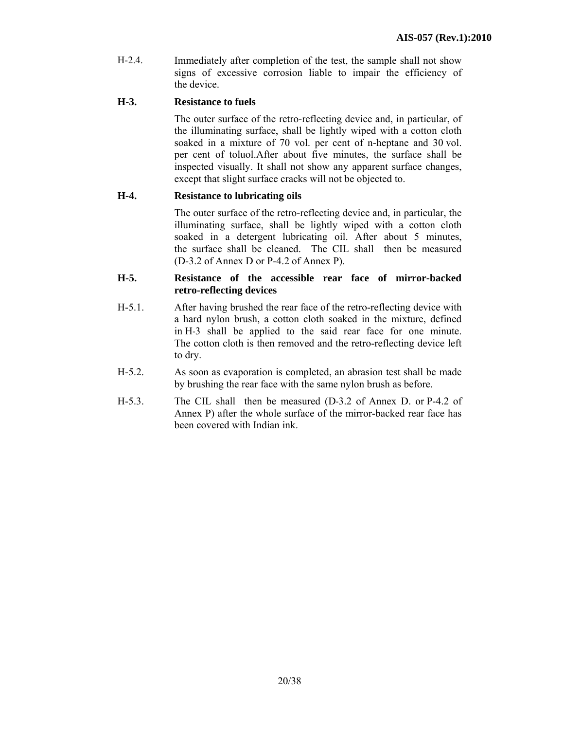H-2.4. Immediately after completion of the test, the sample shall not show signs of excessive corrosion liable to impair the efficiency of the device.

**H-3. Resistance to fuels**

The outer surface of the retro-reflecting device and, in particular, of the illuminating surface, shall be lightly wiped with a cotton cloth soaked in a mixture of 70 vol. per cent of n-heptane and 30 vol. per cent of toluol.After about five minutes, the surface shall be inspected visually. It shall not show any apparent surface changes, except that slight surface cracks will not be objected to.

**H-4. Resistance to lubricating oils**

The outer surface of the retro-reflecting device and, in particular, the illuminating surface, shall be lightly wiped with a cotton cloth soaked in a detergent lubricating oil. After about 5 minutes, the surface shall be cleaned. The CIL shall then be measured (D-3.2 of Annex D or P-4.2 of Annex P).

**H-5. Resistance of the accessible rear face of mirror-backed retro-reflecting devices**

H-5.1. After having brushed the rear face of the retro-reflecting device with a hard nylon brush, a cotton cloth soaked in the mixture, defined in H-3 shall be applied to the said rear face for one minute. The cotton cloth is then removed and the retro-reflecting device left to dry.

H-5.2. As soon as evaporation is completed, an abrasion test shall be made by brushing the rear face with the same nylon brush as before.

H-5.3. The CIL shall then be measured (D-3.2 of Annex D. or P-4.2 of Annex P) after the whole surface of the mirror-backed rear face has been covered with Indian ink.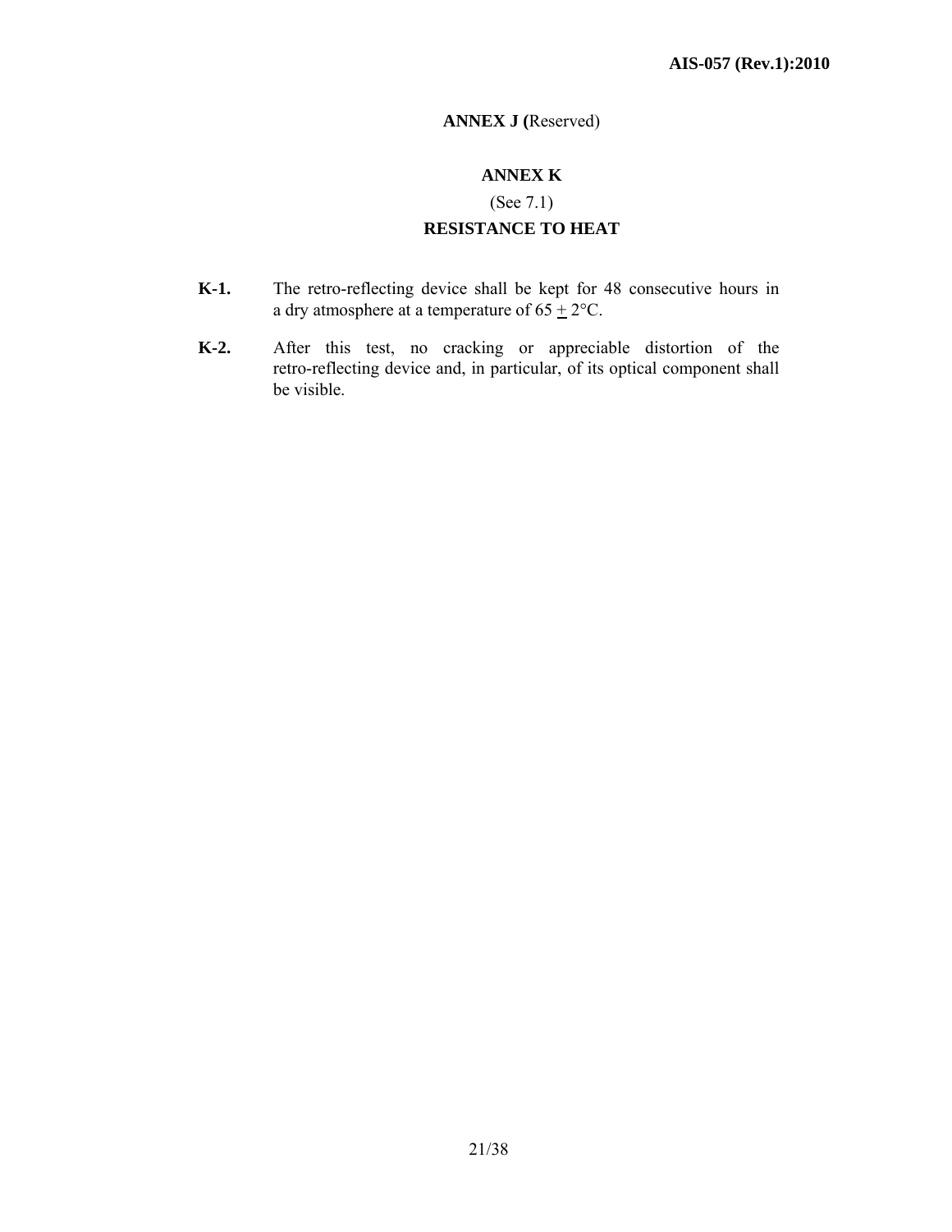## ANNEX J (Reserved)

## ANNEX K

(See 7.1)

## RESISTANCE TO HEAT

**K-1.** The retro-reflecting device shall be kept for 48 consecutive hours in a dry atmosphere at a temperature of 65 ± 2°C.

**K-2.** After this test, no cracking or appreciable distortion of the retro-reflecting device and, in particular, of its optical component shall be visible.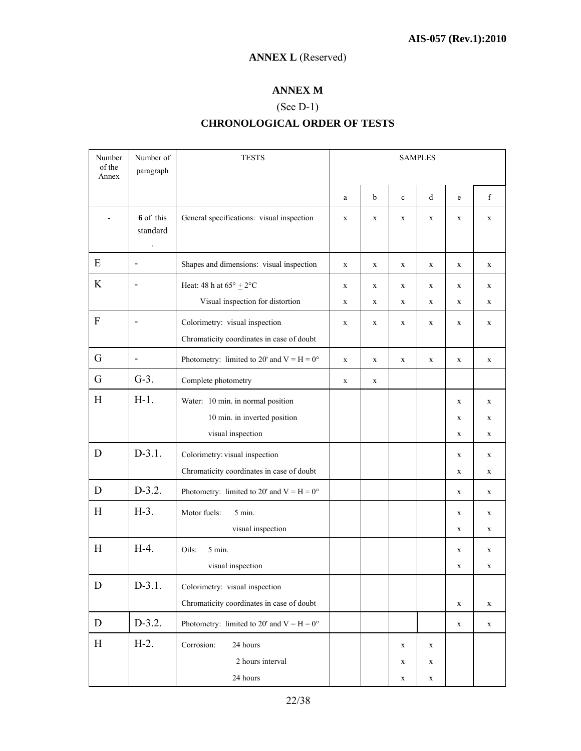**ANNEX L** (Reserved)

## ANNEX M

(See D-1)

## CHRONOLOGICAL ORDER OF TESTS

| Number of the Annex | Number of paragraph | TESTS | SAMPLES | | | | | |
|---|---|---|---|---|---|---|---|---|
| | | | a | b | c | d | e | f |
| - | **6** of this standard . | General specifications: visual inspection | x | x | x | x | x | x |
| E | - | Shapes and dimensions: visual inspection | x | x | x | x | x | x |
| K | - | Heat: 48 h at 65° ± 2°C<br>Visual inspection for distortion | x<br>x | x<br>x | x<br>x | x<br>x | x<br>x | x<br>x |
| F | - | Colorimetry: visual inspection<br>Chromaticity coordinates in case of doubt | x | x | x | x | x | x |
| G | - | Photometry: limited to 20' and V = H = 0° | x | x | x | x | x | x |
| G | G-3. | Complete photometry | x | x | | | | |
| H | H-1. | Water: 10 min. in normal position<br>10 min. in inverted position<br>visual inspection | | | | | x<br>x<br>x | x<br>x<br>x |
| D | D-3.1. | Colorimetry: visual inspection<br>Chromaticity coordinates in case of doubt | | | | | x<br>x | x<br>x |
| D | D-3.2. | Photometry: limited to 20' and V = H = 0° | | | | | x | x |
| H | H-3. | Motor fuels: 5 min.<br>visual inspection | | | | | x<br>x | x<br>x |
| H | H-4. | Oils: 5 min.<br>visual inspection | | | | | x<br>x | x<br>x |
| D | D-3.1. | Colorimetry: visual inspection<br>Chromaticity coordinates in case of doubt | | | | | x | x |
| D | D-3.2. | Photometry: limited to 20' and V = H = 0° | | | | | x | x |
| H | H-2. | Corrosion: 24 hours<br>2 hours interval<br>24 hours | | | x<br>x<br>x | x<br>x<br>x | | |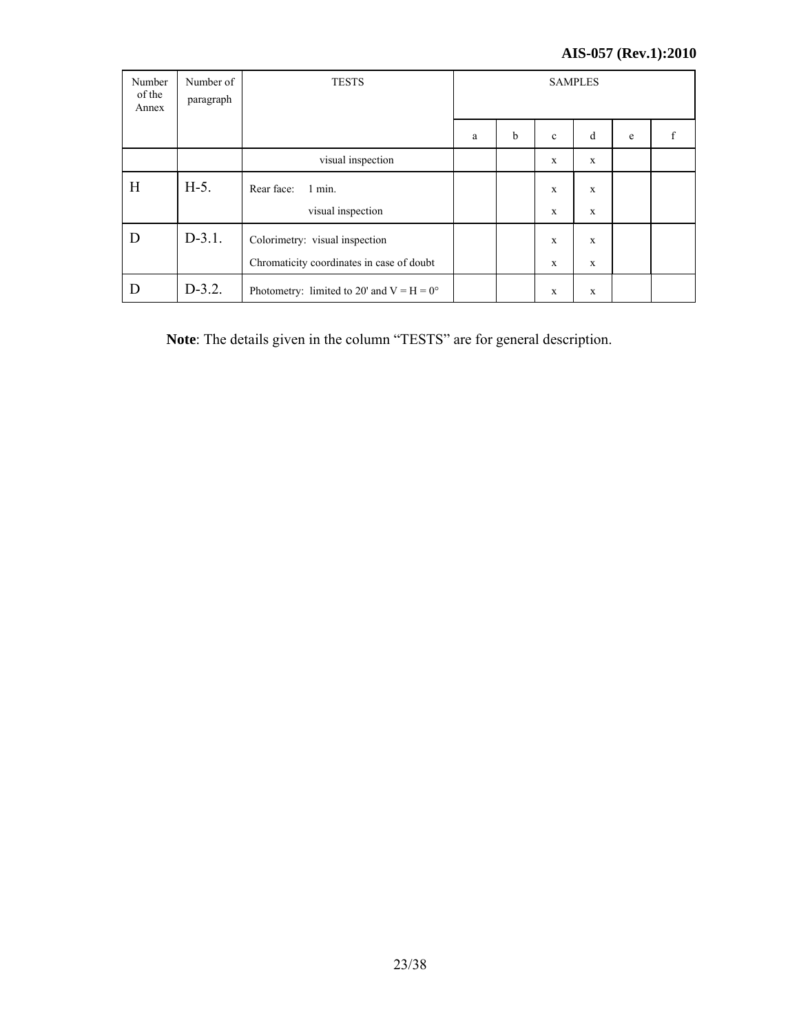| Number of the Annex | Number of paragraph | TESTS | SAMPLES | | | | | |
|---|---|---|---|---|---|---|---|---|
| | | | a | b | c | d | e | f |
| | | visual inspection | | | x | x | | |
| H | H-5. | Rear face: 1 min.<br>visual inspection | | | x<br>x | x<br>x | | |
| D | D-3.1. | Colorimetry: visual inspection<br>Chromaticity coordinates in case of doubt | | | x<br>x | x<br>x | | |
| D | D-3.2. | Photometry: limited to 20' and V = H = 0° | | | x | x | | |

**Note**: The details given in the column "TESTS" are for general description.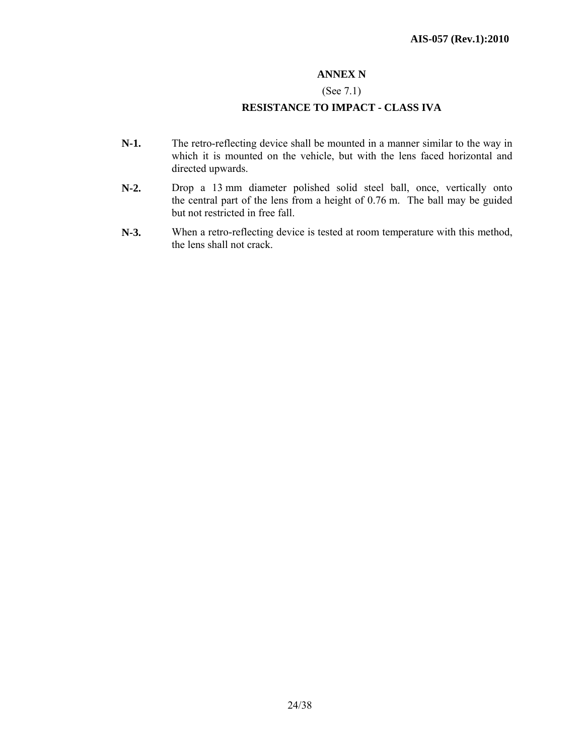# ANNEX N

(See 7.1)

## RESISTANCE TO IMPACT - CLASS IVA

**N-1.** The retro-reflecting device shall be mounted in a manner similar to the way in which it is mounted on the vehicle, but with the lens faced horizontal and directed upwards.

**N-2.** Drop a 13 mm diameter polished solid steel ball, once, vertically onto the central part of the lens from a height of 0.76 m. The ball may be guided but not restricted in free fall.

**N-3.** When a retro-reflecting device is tested at room temperature with this method, the lens shall not crack.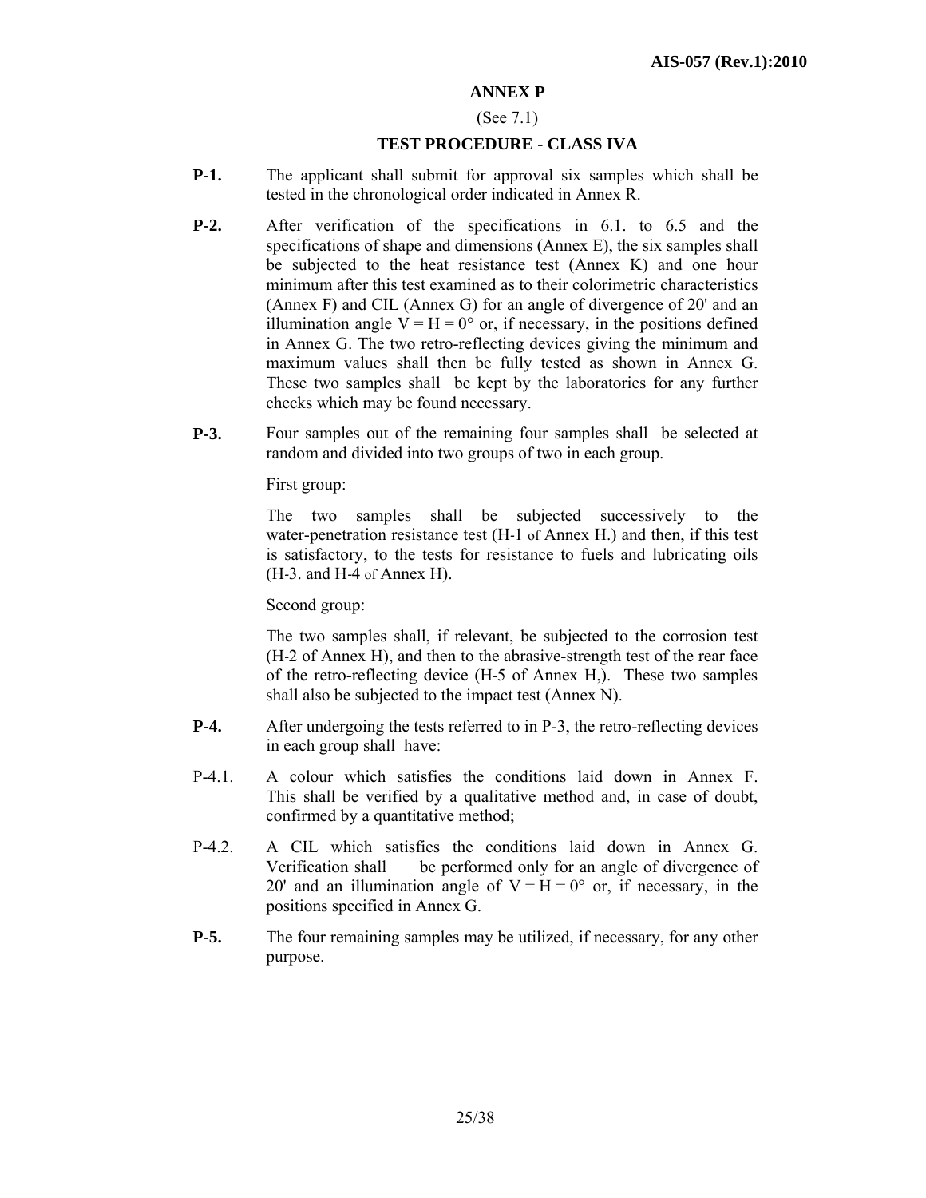# ANNEX P

(See 7.1)

## TEST PROCEDURE - CLASS IVA

**P-1.** The applicant shall submit for approval six samples which shall be tested in the chronological order indicated in Annex R.

**P-2.** After verification of the specifications in 6.1. to 6.5 and the specifications of shape and dimensions (Annex E), the six samples shall be subjected to the heat resistance test (Annex K) and one hour minimum after this test examined as to their colorimetric characteristics (Annex F) and CIL (Annex G) for an angle of divergence of 20' and an illumination angle V = H = 0° or, if necessary, in the positions defined in Annex G. The two retro-reflecting devices giving the minimum and maximum values shall then be fully tested as shown in Annex G. These two samples shall be kept by the laboratories for any further checks which may be found necessary.

**P-3.** Four samples out of the remaining four samples shall be selected at random and divided into two groups of two in each group.

First group:

The two samples shall be subjected successively to the water-penetration resistance test (H-1 of Annex H.) and then, if this test is satisfactory, to the tests for resistance to fuels and lubricating oils (H-3. and H-4 of Annex H).

Second group:

The two samples shall, if relevant, be subjected to the corrosion test (H-2 of Annex H), and then to the abrasive-strength test of the rear face of the retro-reflecting device (H-5 of Annex H,). These two samples shall also be subjected to the impact test (Annex N).

**P-4.** After undergoing the tests referred to in P-3, the retro-reflecting devices in each group shall have:

P-4.1. A colour which satisfies the conditions laid down in Annex F. This shall be verified by a qualitative method and, in case of doubt, confirmed by a quantitative method;

P-4.2. A CIL which satisfies the conditions laid down in Annex G. Verification shall be performed only for an angle of divergence of 20' and an illumination angle of V = H = 0° or, if necessary, in the positions specified in Annex G.

**P-5.** The four remaining samples may be utilized, if necessary, for any other purpose.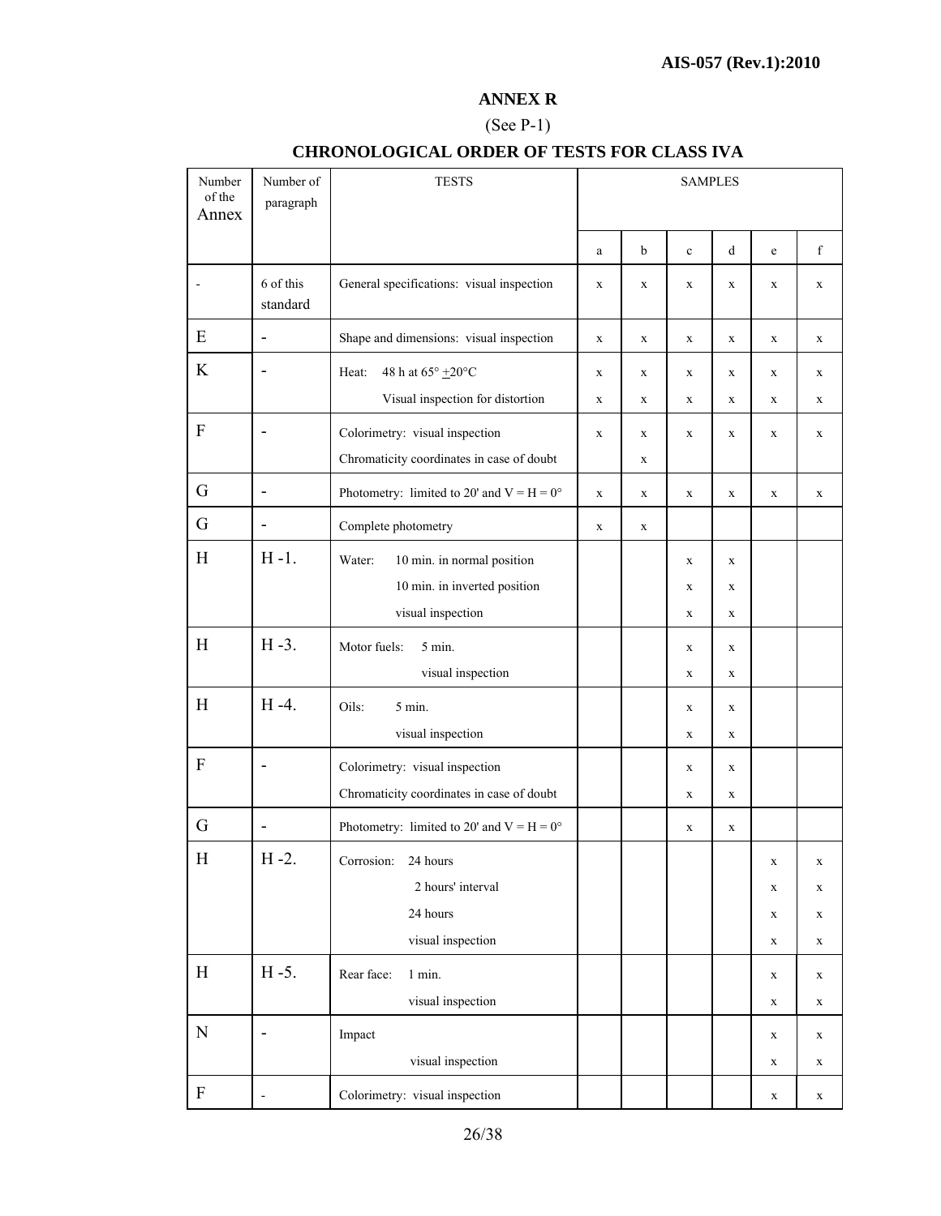## ANNEX R

(See P-1)

## CHRONOLOGICAL ORDER OF TESTS FOR CLASS IVA

| Number of the Annex | Number of paragraph | TESTS | SAMPLES | | | | | |
|---|---|---|---|---|---|---|---|---|
| | | | a | b | c | d | e | f |
| - | 6 of this standard | General specifications: visual inspection | x | x | x | x | x | x |
| E | - | Shape and dimensions: visual inspection | x | x | x | x | x | x |
| K | - | Heat: 48 h at 65° ±20°C | x | x | x | x | x | x |
| | | Visual inspection for distortion | x | x | x | x | x | x |
| F | - | Colorimetry: visual inspection | x | x | x | x | x | x |
| | | Chromaticity coordinates in case of doubt | | x | | | | |
| G | - | Photometry: limited to 20' and V = H = 0° | x | x | x | x | x | x |
| G | - | Complete photometry | x | x | | | | |
| H | H -1. | Water: 10 min. in normal position | | | x | x | | |
| | | 10 min. in inverted position | | | x | x | | |
| | | visual inspection | | | x | x | | |
| H | H -3. | Motor fuels: 5 min. | | | x | x | | |
| | | visual inspection | | | x | x | | |
| H | H -4. | Oils: 5 min. | | | x | x | | |
| | | visual inspection | | | x | x | | |
| F | - | Colorimetry: visual inspection | | | x | x | | |
| | | Chromaticity coordinates in case of doubt | | | x | x | | |
| G | - | Photometry: limited to 20' and V = H = 0° | | | x | x | | |
| H | H -2. | Corrosion: 24 hours | | | | | x | x |
| | | 2 hours' interval | | | | | x | x |
| | | 24 hours | | | | | x | x |
| | | visual inspection | | | | | x | x |
| H | H -5. | Rear face: 1 min. | | | | | x | x |
| | | visual inspection | | | | | x | x |
| N | - | Impact | | | | | x | x |
| | | visual inspection | | | | | x | x |
| F | - | Colorimetry: visual inspection | | | | | x | x |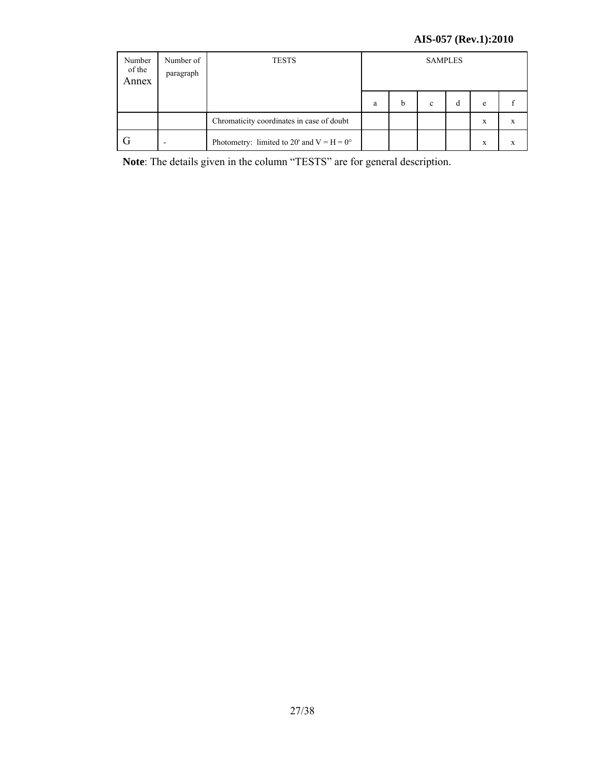| Number of the Annex | Number of paragraph | TESTS | SAMPLES | | | | | |
|---|---|---|---|---|---|---|---|---|
| | | | a | b | c | d | e | f |
| | | Chromaticity coordinates in case of doubt | | | | | x | x |
| G | - | Photometry: limited to 20' and V = H = 0° | | | | | x | x |

**Note**: The details given in the column "TESTS" are for general description.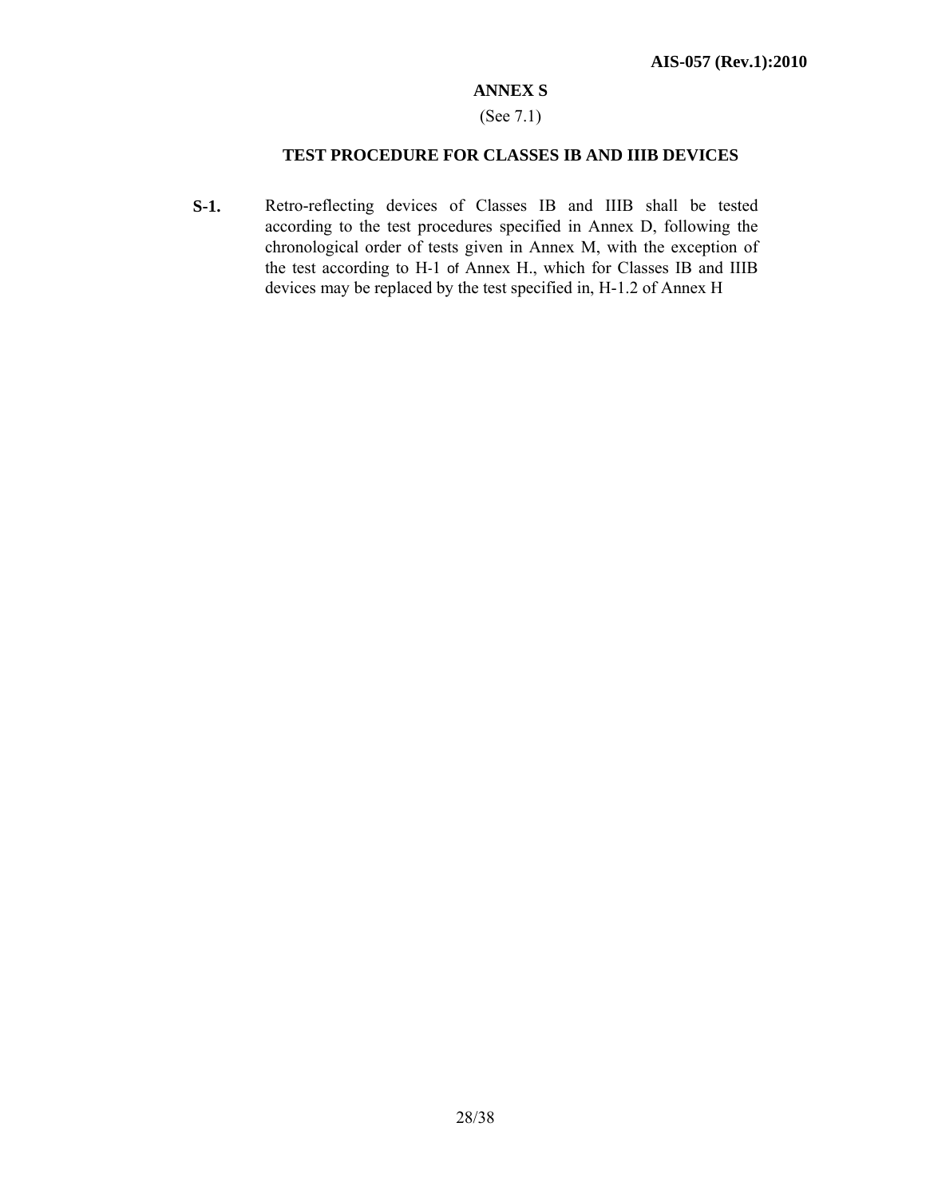## ANNEX S

(See 7.1)

### TEST PROCEDURE FOR CLASSES IB AND IIIB DEVICES

**S-1.** Retro-reflecting devices of Classes IB and IIIB shall be tested according to the test procedures specified in Annex D, following the chronological order of tests given in Annex M, with the exception of the test according to H-1 of Annex H., which for Classes IB and IIIB devices may be replaced by the test specified in, H-1.2 of Annex H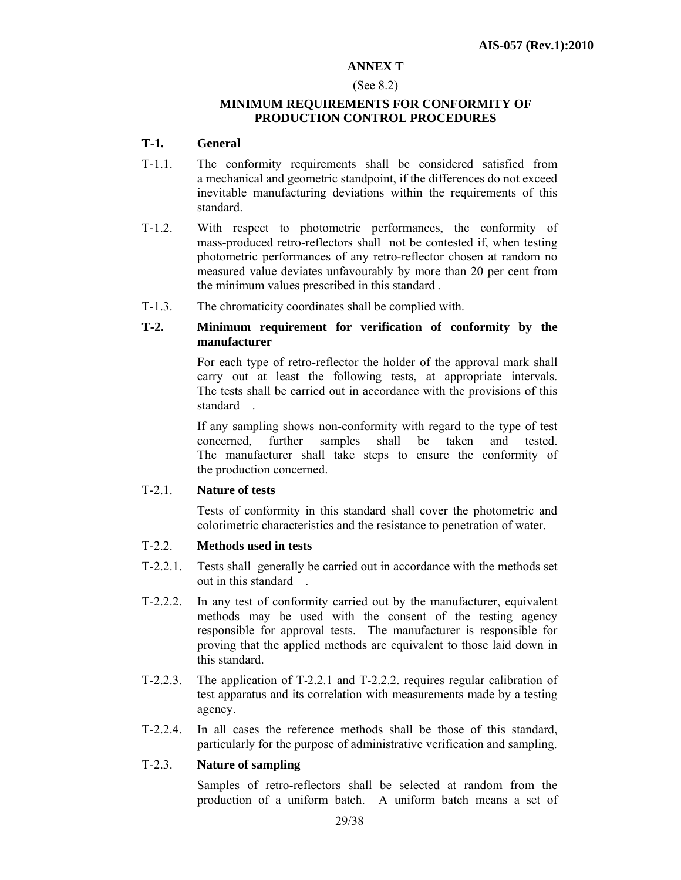## ANNEX T

(See 8.2)

### MINIMUM REQUIREMENTS FOR CONFORMITY OF PRODUCTION CONTROL PROCEDURES

**T-1. General**

T-1.1. The conformity requirements shall be considered satisfied from a mechanical and geometric standpoint, if the differences do not exceed inevitable manufacturing deviations within the requirements of this standard.

T-1.2. With respect to photometric performances, the conformity of mass-produced retro-reflectors shall not be contested if, when testing photometric performances of any retro-reflector chosen at random no measured value deviates unfavourably by more than 20 per cent from the minimum values prescribed in this standard .

T-1.3. The chromaticity coordinates shall be complied with.

**T-2. Minimum requirement for verification of conformity by the manufacturer**

For each type of retro-reflector the holder of the approval mark shall carry out at least the following tests, at appropriate intervals. The tests shall be carried out in accordance with the provisions of this standard .

If any sampling shows non-conformity with regard to the type of test concerned, further samples shall be taken and tested. The manufacturer shall take steps to ensure the conformity of the production concerned.

T-2.1. **Nature of tests**

Tests of conformity in this standard shall cover the photometric and colorimetric characteristics and the resistance to penetration of water.

T-2.2. **Methods used in tests**

T-2.2.1. Tests shall generally be carried out in accordance with the methods set out in this standard .

T-2.2.2. In any test of conformity carried out by the manufacturer, equivalent methods may be used with the consent of the testing agency responsible for approval tests. The manufacturer is responsible for proving that the applied methods are equivalent to those laid down in this standard.

T-2.2.3. The application of T-2.2.1 and T-2.2.2. requires regular calibration of test apparatus and its correlation with measurements made by a testing agency.

T-2.2.4. In all cases the reference methods shall be those of this standard, particularly for the purpose of administrative verification and sampling.

T-2.3. **Nature of sampling**

Samples of retro-reflectors shall be selected at random from the production of a uniform batch. A uniform batch means a set of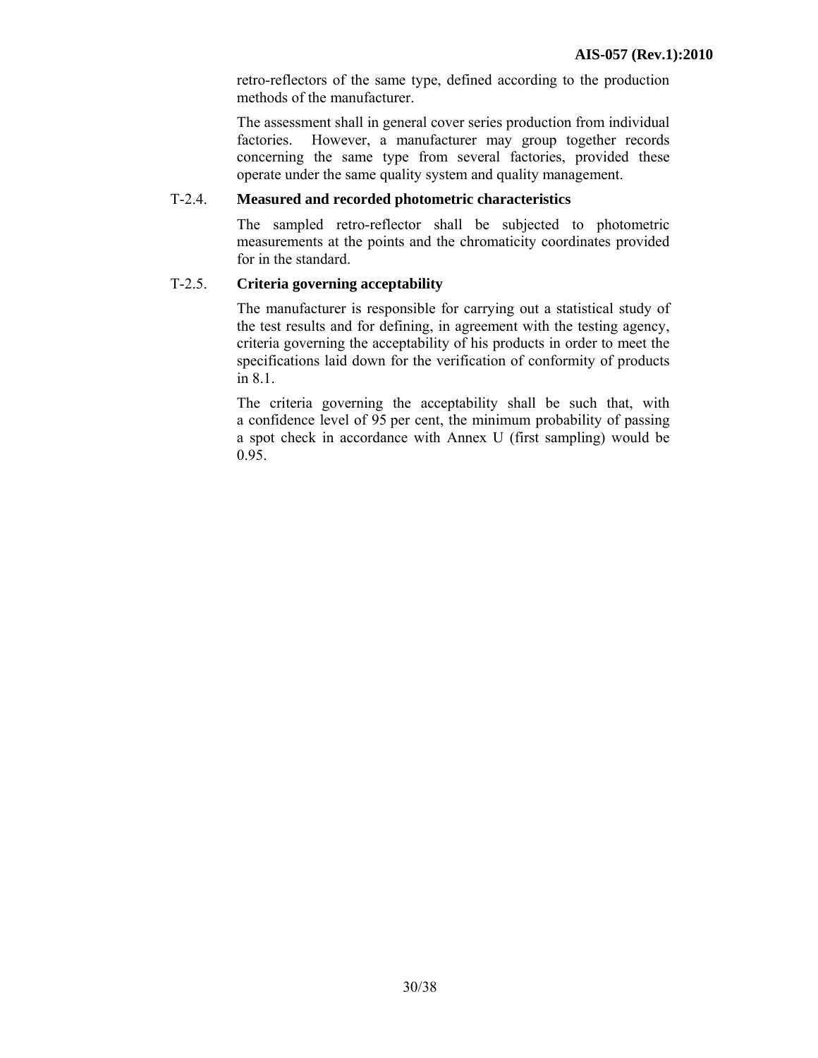retro-reflectors of the same type, defined according to the production methods of the manufacturer.

The assessment shall in general cover series production from individual factories. However, a manufacturer may group together records concerning the same type from several factories, provided these operate under the same quality system and quality management.

T-2.4. **Measured and recorded photometric characteristics**

The sampled retro-reflector shall be subjected to photometric measurements at the points and the chromaticity coordinates provided for in the standard.

T-2.5. **Criteria governing acceptability**

The manufacturer is responsible for carrying out a statistical study of the test results and for defining, in agreement with the testing agency, criteria governing the acceptability of his products in order to meet the specifications laid down for the verification of conformity of products in 8.1.

The criteria governing the acceptability shall be such that, with a confidence level of 95 per cent, the minimum probability of passing a spot check in accordance with Annex U (first sampling) would be 0.95.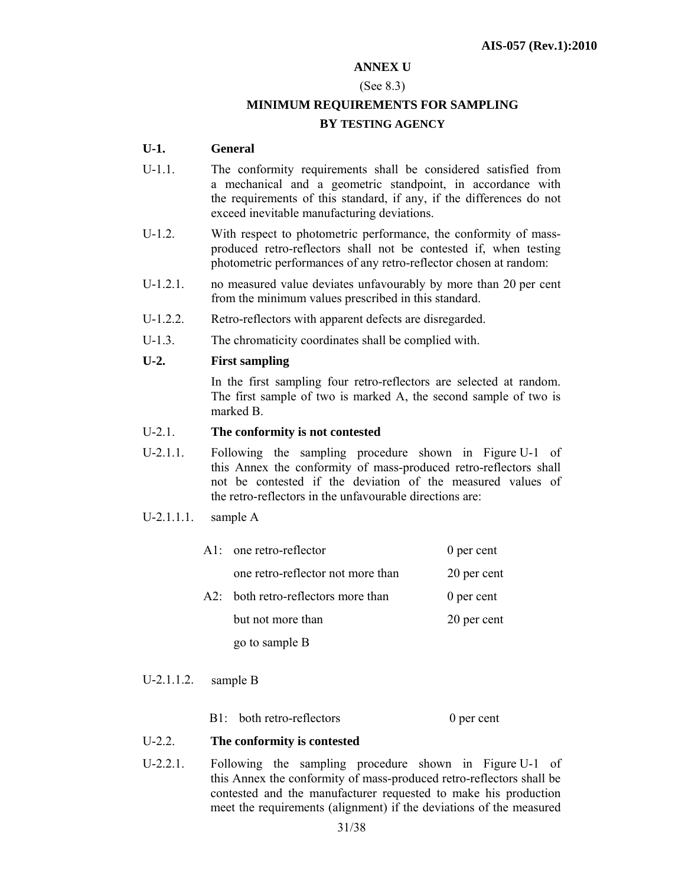# ANNEX U

(See 8.3)

## MINIMUM REQUIREMENTS FOR SAMPLING BY TESTING AGENCY

**U-1. General**

U-1.1. The conformity requirements shall be considered satisfied from a mechanical and a geometric standpoint, in accordance with the requirements of this standard, if any, if the differences do not exceed inevitable manufacturing deviations.

U-1.2. With respect to photometric performance, the conformity of mass-produced retro-reflectors shall not be contested if, when testing photometric performances of any retro-reflector chosen at random:

U-1.2.1. no measured value deviates unfavourably by more than 20 per cent from the minimum values prescribed in this standard.

U-1.2.2. Retro-reflectors with apparent defects are disregarded.

U-1.3. The chromaticity coordinates shall be complied with.

**U-2. First sampling**

In the first sampling four retro-reflectors are selected at random. The first sample of two is marked A, the second sample of two is marked B.

U-2.1. **The conformity is not contested**

U-2.1.1. Following the sampling procedure shown in Figure U-1 of this Annex the conformity of mass-produced retro-reflectors shall not be contested if the deviation of the measured values of the retro-reflectors in the unfavourable directions are:

U-2.1.1.1. sample A

| | | |
|---|---|---|
| A1: | one retro-reflector | 0 per cent |
| | one retro-reflector not more than | 20 per cent |
| A2: | both retro-reflectors more than | 0 per cent |
| | but not more than | 20 per cent |
| | go to sample B | |

U-2.1.1.2. sample B

| | | |
|---|---|---|
| B1: | both retro-reflectors | 0 per cent |

U-2.2. **The conformity is contested**

U-2.2.1. Following the sampling procedure shown in Figure U-1 of this Annex the conformity of mass-produced retro-reflectors shall be contested and the manufacturer requested to make his production meet the requirements (alignment) if the deviations of the measured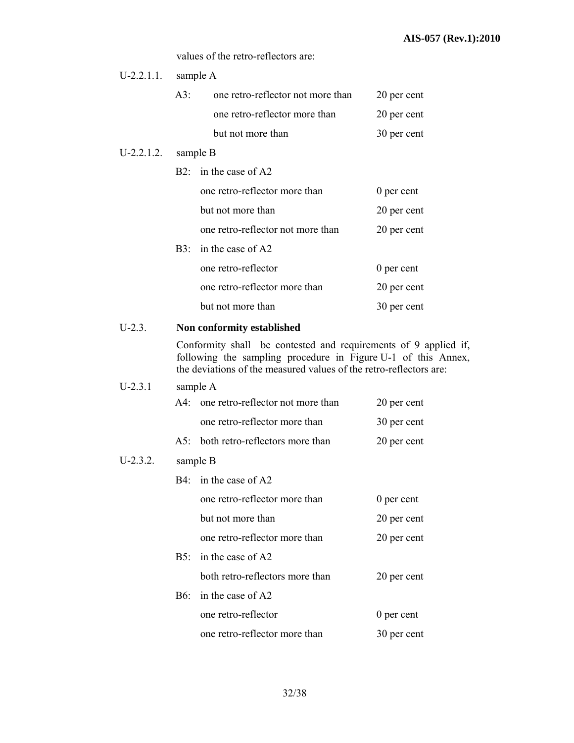values of the retro-reflectors are:

U-2.2.1.1. sample A

A3: one retro-reflector not more than 20 per cent
one retro-reflector more than 20 per cent
but not more than 30 per cent

U-2.2.1.2. sample B

B2: in the case of A2
one retro-reflector more than 0 per cent
but not more than 20 per cent
one retro-reflector not more than 20 per cent

B3: in the case of A2
one retro-reflector 0 per cent
one retro-reflector more than 20 per cent
but not more than 30 per cent

U-2.3. **Non conformity established**

Conformity shall be contested and requirements of 9 applied if, following the sampling procedure in Figure U-1 of this Annex, the deviations of the measured values of the retro-reflectors are:

U-2.3.1 sample A

A4: one retro-reflector not more than 20 per cent
one retro-reflector more than 30 per cent

A5: both retro-reflectors more than 20 per cent

U-2.3.2. sample B

B4: in the case of A2
one retro-reflector more than 0 per cent
but not more than 20 per cent
one retro-reflector more than 20 per cent

B5: in the case of A2
both retro-reflectors more than 20 per cent

B6: in the case of A2
one retro-reflector 0 per cent
one retro-reflector more than 30 per cent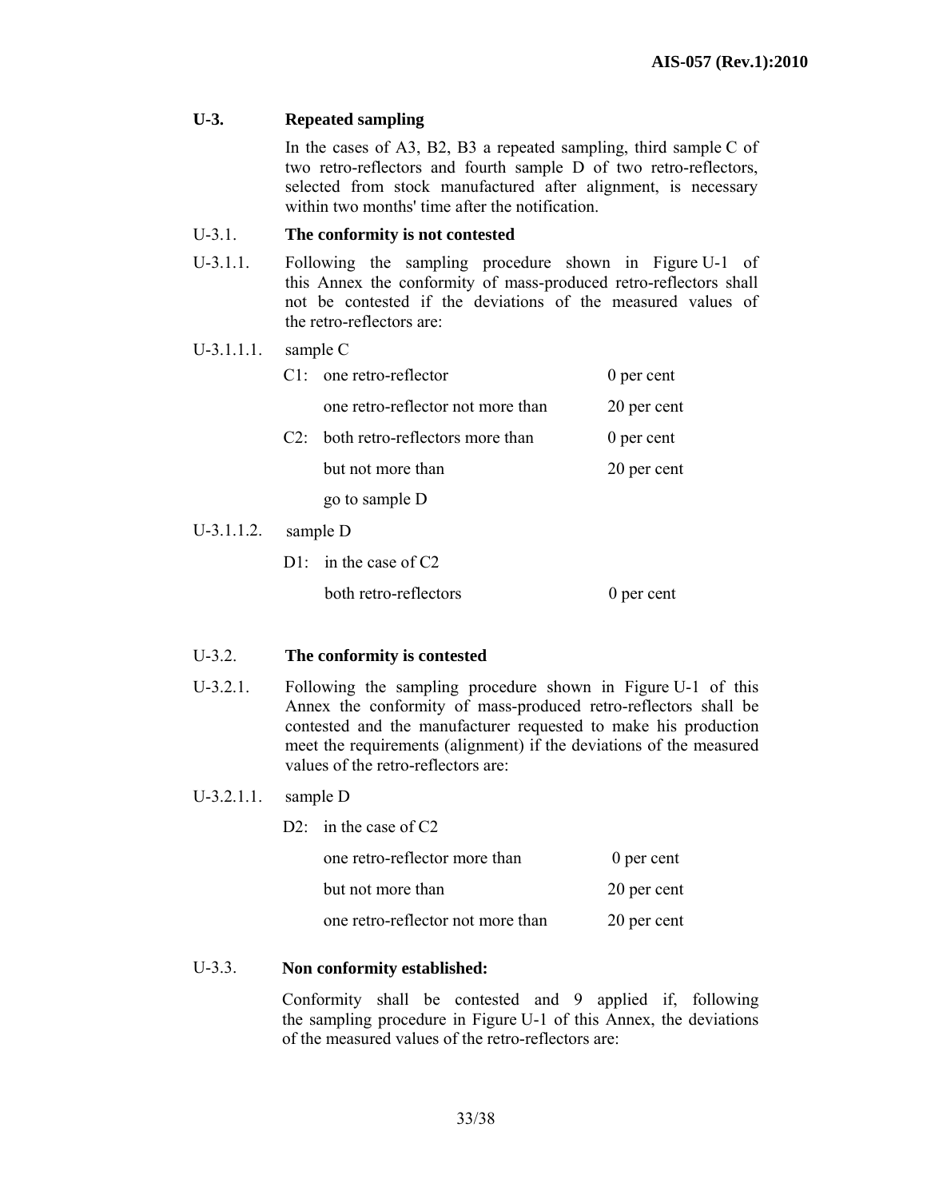**U-3. Repeated sampling**

In the cases of A3, B2, B3 a repeated sampling, third sample C of two retro-reflectors and fourth sample D of two retro-reflectors, selected from stock manufactured after alignment, is necessary within two months' time after the notification.

U-3.1. **The conformity is not contested**

U-3.1.1. Following the sampling procedure shown in Figure U-1 of this Annex the conformity of mass-produced retro-reflectors shall not be contested if the deviations of the measured values of the retro-reflectors are:

U-3.1.1.1. sample C

| | | |
|---|---|---|
| C1: | one retro-reflector | 0 per cent |
| | one retro-reflector not more than | 20 per cent |
| C2: | both retro-reflectors more than | 0 per cent |
| | but not more than | 20 per cent |
| | go to sample D | |

U-3.1.1.2. sample D

| | | |
|---|---|---|
| D1: | in the case of C2 | |
| | both retro-reflectors | 0 per cent |

U-3.2. **The conformity is contested**

U-3.2.1. Following the sampling procedure shown in Figure U-1 of this Annex the conformity of mass-produced retro-reflectors shall be contested and the manufacturer requested to make his production meet the requirements (alignment) if the deviations of the measured values of the retro-reflectors are:

U-3.2.1.1. sample D

| | | |
|---|---|---|
| D2: | in the case of C2 | |
| | one retro-reflector more than | 0 per cent |
| | but not more than | 20 per cent |
| | one retro-reflector not more than | 20 per cent |

U-3.3. **Non conformity established:**

Conformity shall be contested and 9 applied if, following the sampling procedure in Figure U-1 of this Annex, the deviations of the measured values of the retro-reflectors are: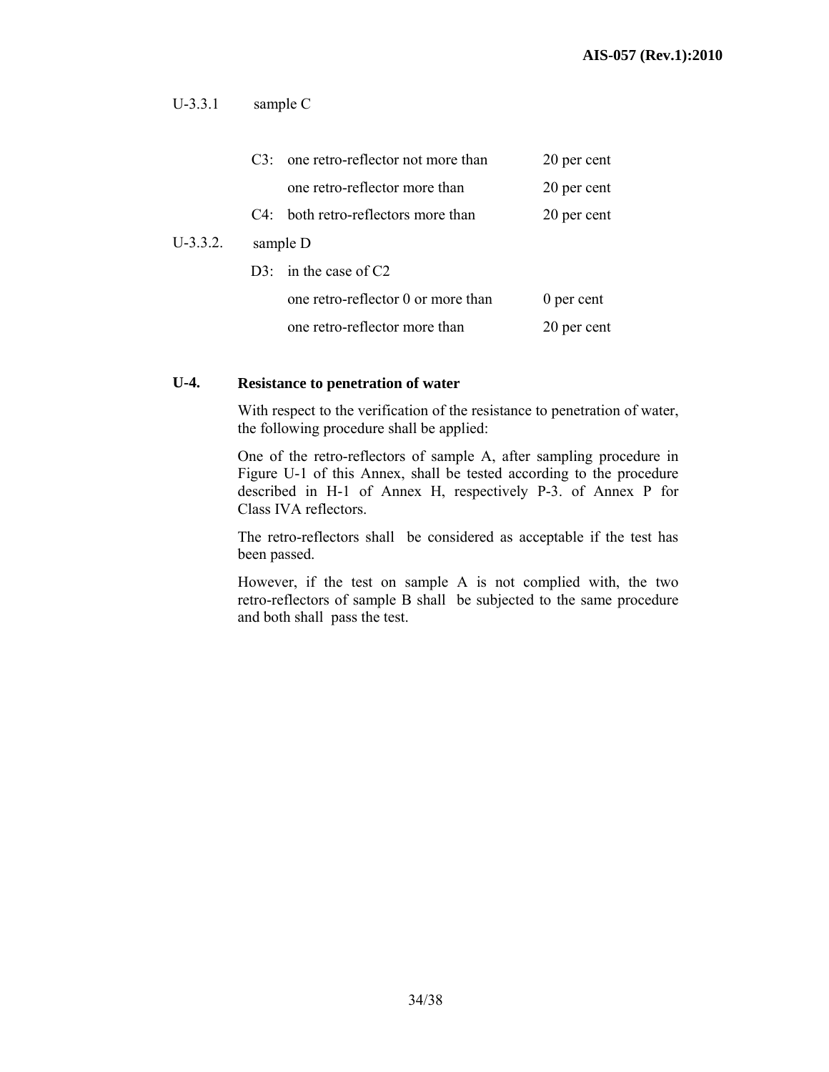U-3.3.1 sample C

| | | |
|---|---|---|
| C3: | one retro-reflector not more than | 20 per cent |
| | one retro-reflector more than | 20 per cent |
| C4: | both retro-reflectors more than | 20 per cent |

U-3.3.2. sample D

| | | |
|---|---|---|
| D3: | in the case of C2 | |
| | one retro-reflector 0 or more than | 0 per cent |
| | one retro-reflector more than | 20 per cent |

## U-4. Resistance to penetration of water

With respect to the verification of the resistance to penetration of water, the following procedure shall be applied:

One of the retro-reflectors of sample A, after sampling procedure in Figure U-1 of this Annex, shall be tested according to the procedure described in H-1 of Annex H, respectively P-3. of Annex P for Class IVA reflectors.

The retro-reflectors shall be considered as acceptable if the test has been passed.

However, if the test on sample A is not complied with, the two retro-reflectors of sample B shall be subjected to the same procedure and both shall pass the test.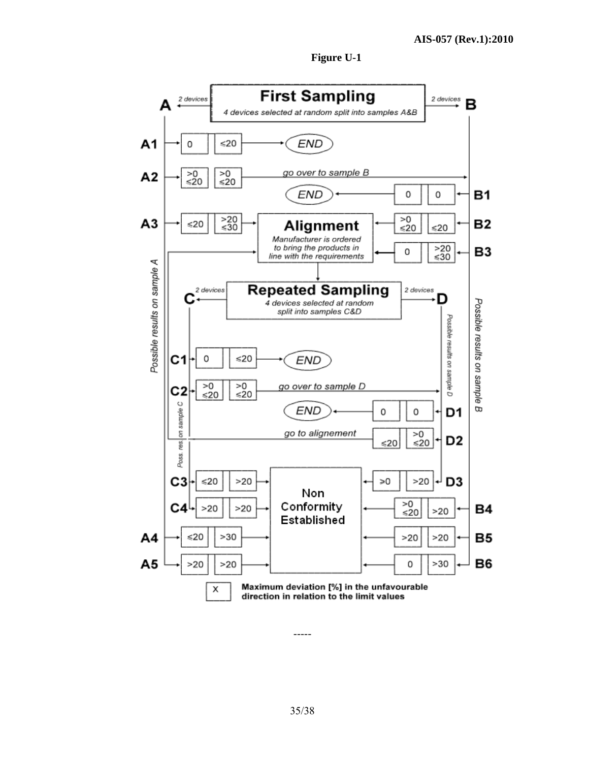**Figure U-1**

**First Sampling**

*4 devices selected at random split into samples A&B*

- 2 devices → **A** (Possible results on sample A)
- 2 devices → **B** (Possible results on sample B)

| Case | Result 1 | Result 2 | Outcome |
|---|---|---|---|
| A1 | 0 | ≤20 | END |
| A2 | >0 ≤20 | >0 ≤20 | go over to sample B |
| B1 | 0 | 0 | END |
| A3 | ≤20 | >20 ≤30 | Alignment |
| B2 | >0 ≤20 | ≤20 | Alignment |
| B3 | 0 | >20 ≤30 | Alignment |

**Alignment**

*Manufacturer is ordered to bring the products in line with the requirements*

↓

**Repeated Sampling**

*4 devices selected at random split into samples C&D*

- 2 devices → **C** (Poss. res. on sample C)
- 2 devices → **D** (Possible results on sample D)

| Case | Result 1 | Result 2 | Outcome |
|---|---|---|---|
| C1 | 0 | ≤20 | END |
| C2 | >0 ≤20 | >0 ≤20 | go over to sample D |
| D1 | 0 | 0 | END |
| D2 | ≤20 | >0 ≤20 | go to alignement |
| C3 | ≤20 | >20 | Non Conformity Established |
| D3 | >0 | >20 | Non Conformity Established |
| C4 | >20 | >20 | Non Conformity Established |
| B4 | >0 ≤20 | >20 | Non Conformity Established |
| A4 | ≤20 | >30 | Non Conformity Established |
| B5 | >20 | >20 | Non Conformity Established |
| A5 | >20 | >20 | Non Conformity Established |
| B6 | 0 | >30 | Non Conformity Established |

X = **Maximum deviation [%] in the unfavourable direction in relation to the limit values**

-----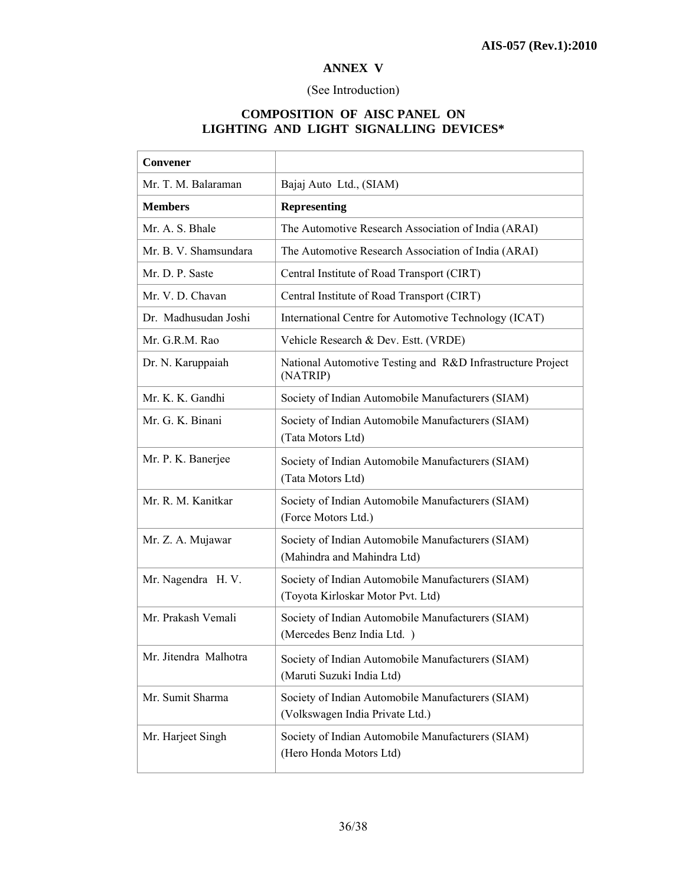## ANNEX V

(See Introduction)

### COMPOSITION OF AISC PANEL ON LIGHTING AND LIGHT SIGNALLING DEVICES*

| **Convener** | |
|---|---|
| Mr. T. M. Balaraman | Bajaj Auto Ltd., (SIAM) |
| **Members** | **Representing** |
| Mr. A. S. Bhale | The Automotive Research Association of India (ARAI) |
| Mr. B. V. Shamsundara | The Automotive Research Association of India (ARAI) |
| Mr. D. P. Saste | Central Institute of Road Transport (CIRT) |
| Mr. V. D. Chavan | Central Institute of Road Transport (CIRT) |
| Dr. Madhusudan Joshi | International Centre for Automotive Technology (ICAT) |
| Mr. G.R.M. Rao | Vehicle Research & Dev. Estt. (VRDE) |
| Dr. N. Karuppaiah | National Automotive Testing and R&D Infrastructure Project (NATRIP) |
| Mr. K. K. Gandhi | Society of Indian Automobile Manufacturers (SIAM) |
| Mr. G. K. Binani | Society of Indian Automobile Manufacturers (SIAM) (Tata Motors Ltd) |
| Mr. P. K. Banerjee | Society of Indian Automobile Manufacturers (SIAM) (Tata Motors Ltd) |
| Mr. R. M. Kanitkar | Society of Indian Automobile Manufacturers (SIAM) (Force Motors Ltd.) |
| Mr. Z. A. Mujawar | Society of Indian Automobile Manufacturers (SIAM) (Mahindra and Mahindra Ltd) |
| Mr. Nagendra H. V. | Society of Indian Automobile Manufacturers (SIAM) (Toyota Kirloskar Motor Pvt. Ltd) |
| Mr. Prakash Vemali | Society of Indian Automobile Manufacturers (SIAM) (Mercedes Benz India Ltd. ) |
| Mr. Jitendra Malhotra | Society of Indian Automobile Manufacturers (SIAM) (Maruti Suzuki India Ltd) |
| Mr. Sumit Sharma | Society of Indian Automobile Manufacturers (SIAM) (Volkswagen India Private Ltd.) |
| Mr. Harjeet Singh | Society of Indian Automobile Manufacturers (SIAM) (Hero Honda Motors Ltd) |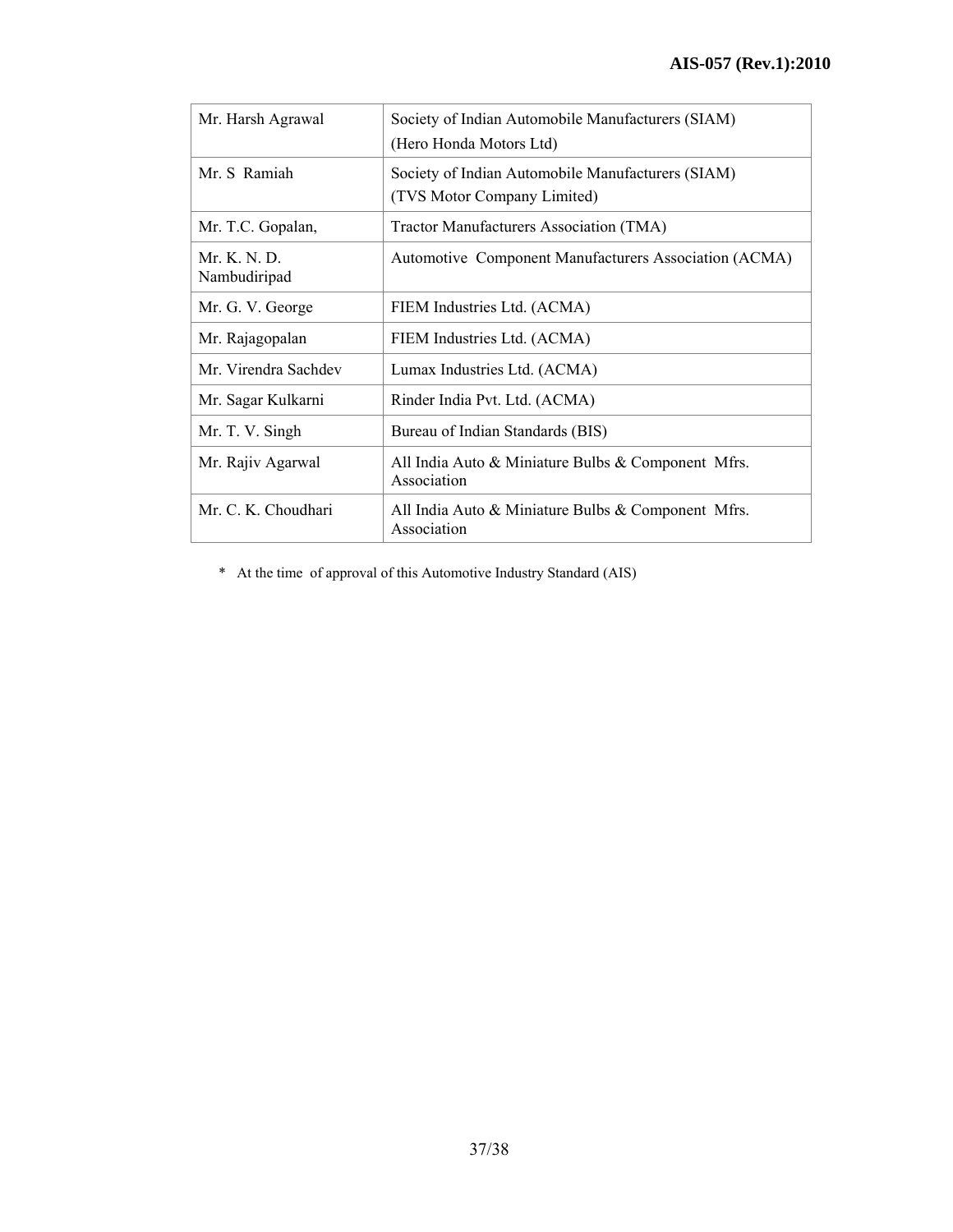| | |
|---|---|
| Mr. Harsh Agrawal | Society of Indian Automobile Manufacturers (SIAM)<br>(Hero Honda Motors Ltd) |
| Mr. S Ramiah | Society of Indian Automobile Manufacturers (SIAM)<br>(TVS Motor Company Limited) |
| Mr. T.C. Gopalan, | Tractor Manufacturers Association (TMA) |
| Mr. K. N. D. Nambudiripad | Automotive Component Manufacturers Association (ACMA) |
| Mr. G. V. George | FIEM Industries Ltd. (ACMA) |
| Mr. Rajagopalan | FIEM Industries Ltd. (ACMA) |
| Mr. Virendra Sachdev | Lumax Industries Ltd. (ACMA) |
| Mr. Sagar Kulkarni | Rinder India Pvt. Ltd. (ACMA) |
| Mr. T. V. Singh | Bureau of Indian Standards (BIS) |
| Mr. Rajiv Agarwal | All India Auto & Miniature Bulbs & Component Mfrs. Association |
| Mr. C. K. Choudhari | All India Auto & Miniature Bulbs & Component Mfrs. Association |

* At the time of approval of this Automotive Industry Standard (AIS)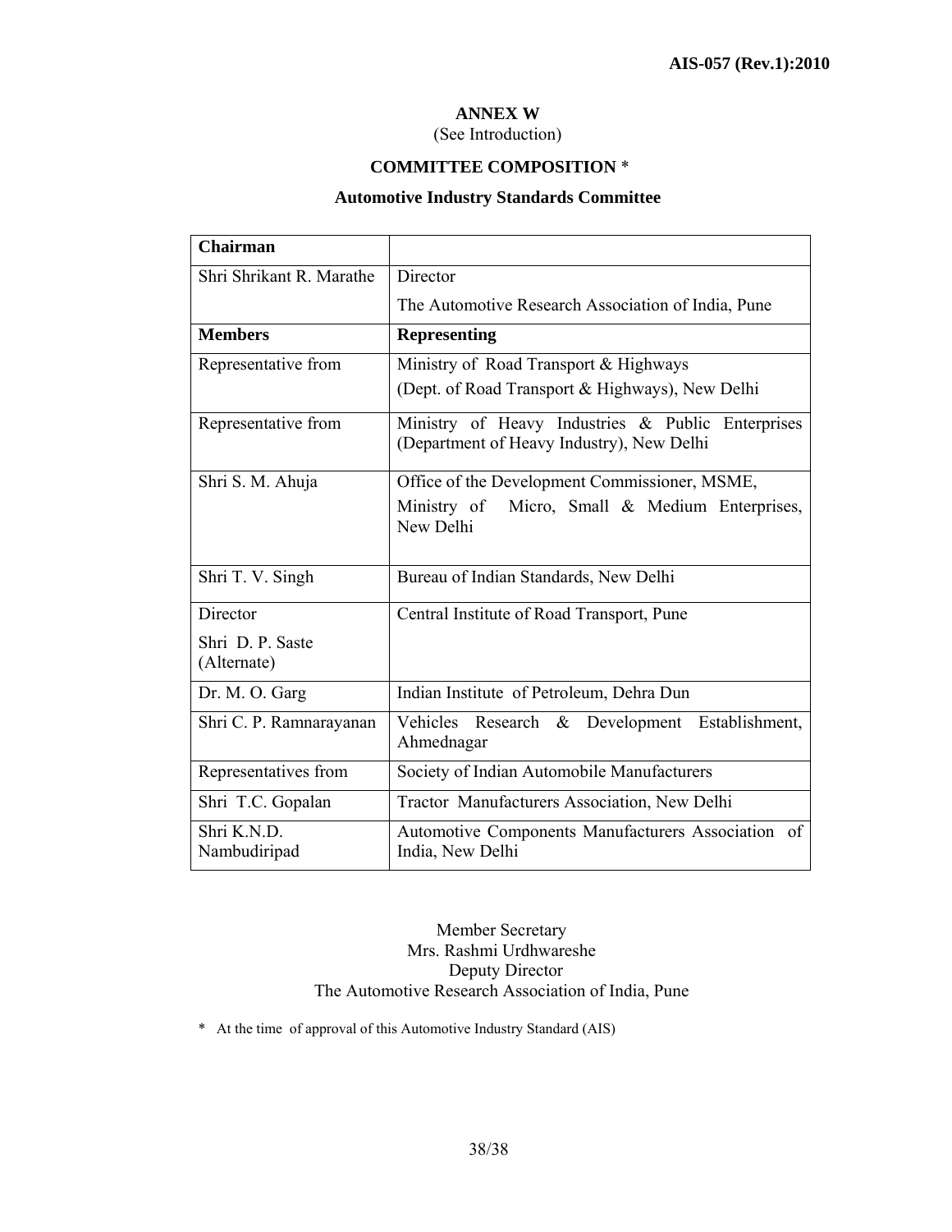## ANNEX W

(See Introduction)

### COMMITTEE COMPOSITION *

### Automotive Industry Standards Committee

| **Chairman** | |
|---|---|
| Shri Shrikant R. Marathe | Director<br>The Automotive Research Association of India, Pune |
| **Members** | **Representing** |
| Representative from | Ministry of Road Transport & Highways<br>(Dept. of Road Transport & Highways), New Delhi |
| Representative from | Ministry of Heavy Industries & Public Enterprises (Department of Heavy Industry), New Delhi |
| Shri S. M. Ahuja | Office of the Development Commissioner, MSME,<br>Ministry of Micro, Small & Medium Enterprises, New Delhi |
| Shri T. V. Singh | Bureau of Indian Standards, New Delhi |
| Director<br>Shri D. P. Saste (Alternate) | Central Institute of Road Transport, Pune |
| Dr. M. O. Garg | Indian Institute of Petroleum, Dehra Dun |
| Shri C. P. Ramnarayanan | Vehicles Research & Development Establishment, Ahmednagar |
| Representatives from | Society of Indian Automobile Manufacturers |
| Shri T.C. Gopalan | Tractor Manufacturers Association, New Delhi |
| Shri K.N.D. Nambudiripad | Automotive Components Manufacturers Association of India, New Delhi |

Member Secretary
Mrs. Rashmi Urdhwareshe
Deputy Director
The Automotive Research Association of India, Pune

* At the time of approval of this Automotive Industry Standard (AIS)